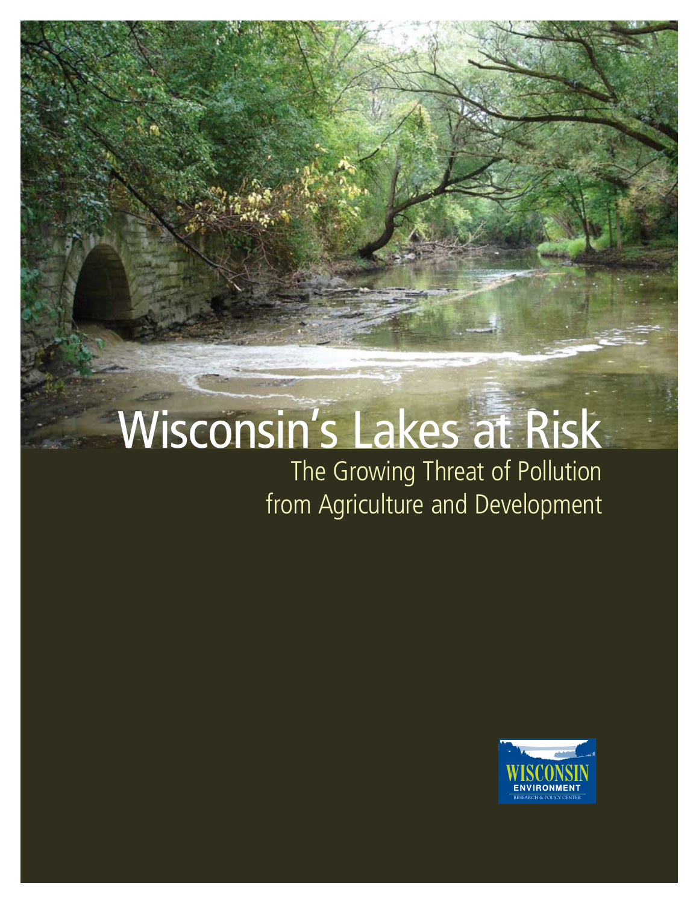# Wisconsin's Lakes at Risk

## The Growing Threat of Pollution from Agriculture and Development

WISCONSIN ENVIRONMENT
RESEARCH & POLICY CENTER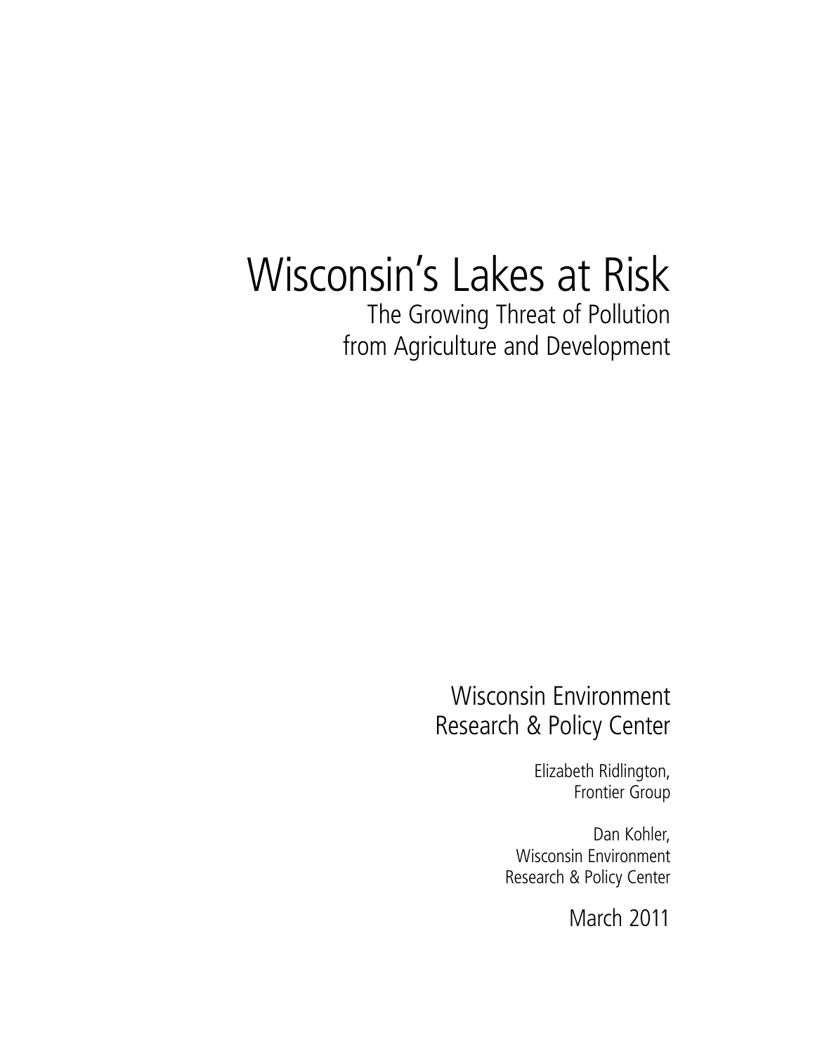# Wisconsin's Lakes at Risk

## The Growing Threat of Pollution from Agriculture and Development

Wisconsin Environment Research & Policy Center

Elizabeth Ridlington,
Frontier Group

Dan Kohler,
Wisconsin Environment Research & Policy Center

March 2011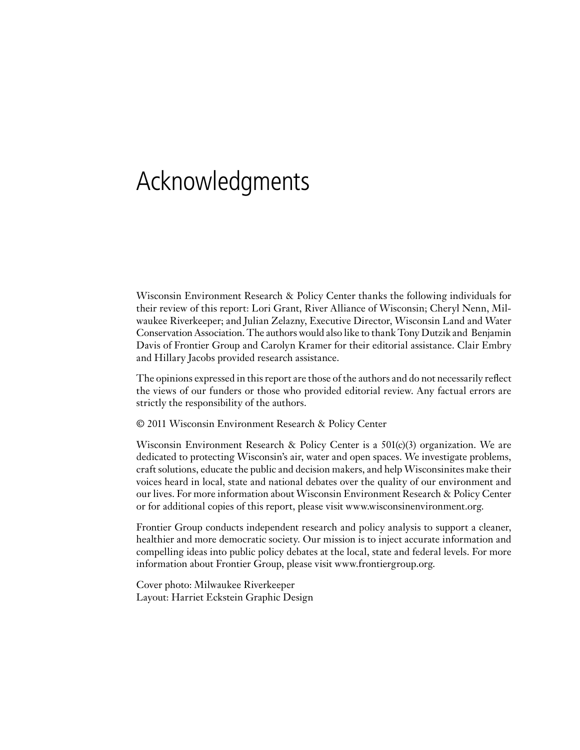# Acknowledgments

Wisconsin Environment Research & Policy Center thanks the following individuals for their review of this report: Lori Grant, River Alliance of Wisconsin; Cheryl Nenn, Milwaukee Riverkeeper; and Julian Zelazny, Executive Director, Wisconsin Land and Water Conservation Association. The authors would also like to thank Tony Dutzik and Benjamin Davis of Frontier Group and Carolyn Kramer for their editorial assistance. Clair Embry and Hillary Jacobs provided research assistance.

The opinions expressed in this report are those of the authors and do not necessarily reflect the views of our funders or those who provided editorial review. Any factual errors are strictly the responsibility of the authors.

© 2011 Wisconsin Environment Research & Policy Center

Wisconsin Environment Research & Policy Center is a 501(c)(3) organization. We are dedicated to protecting Wisconsin's air, water and open spaces. We investigate problems, craft solutions, educate the public and decision makers, and help Wisconsinites make their voices heard in local, state and national debates over the quality of our environment and our lives. For more information about Wisconsin Environment Research & Policy Center or for additional copies of this report, please visit www.wisconsinenvironment.org.

Frontier Group conducts independent research and policy analysis to support a cleaner, healthier and more democratic society. Our mission is to inject accurate information and compelling ideas into public policy debates at the local, state and federal levels. For more information about Frontier Group, please visit www.frontiergroup.org.

Cover photo: Milwaukee Riverkeeper
Layout: Harriet Eckstein Graphic Design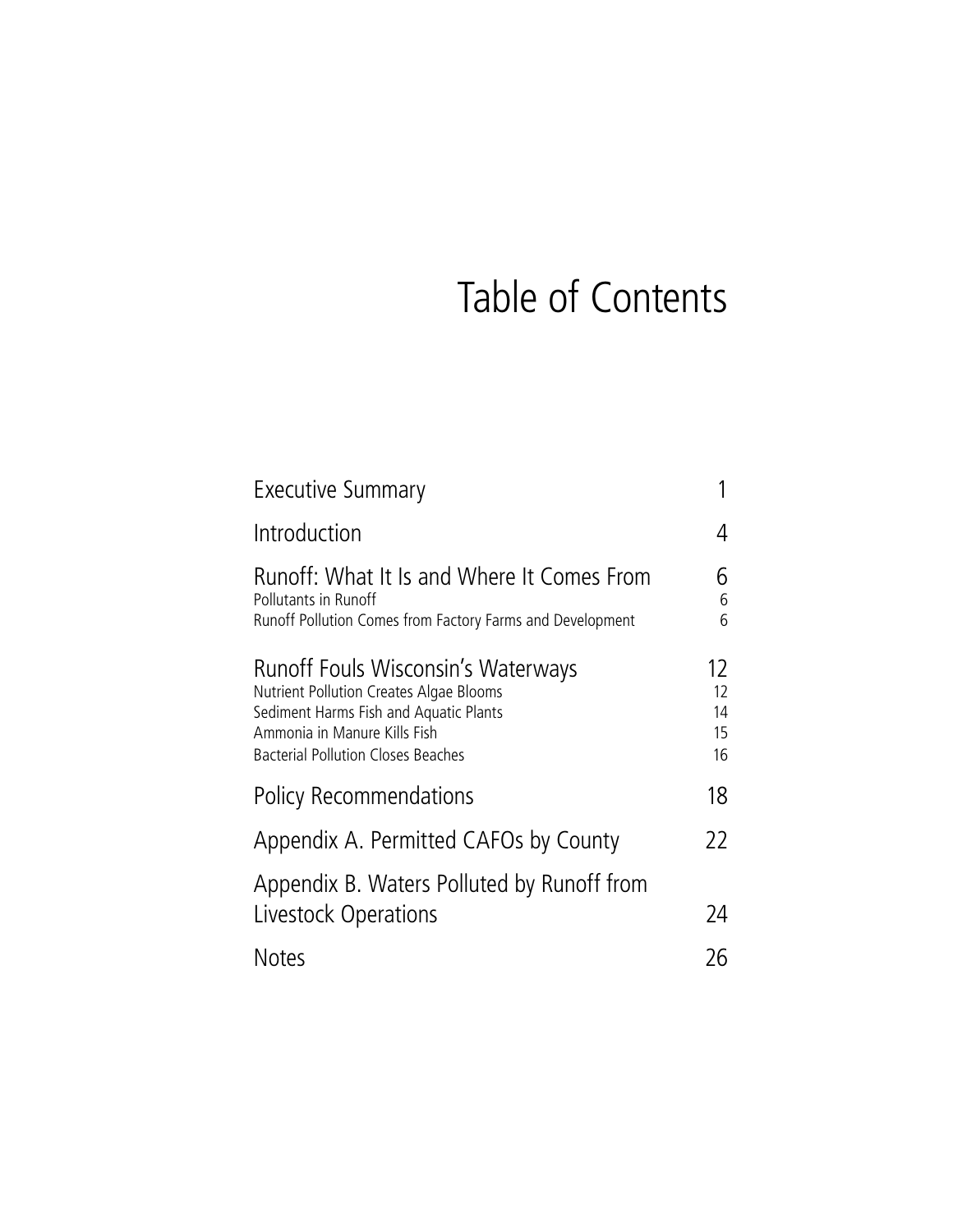# Table of Contents

| | |
|---|---|
| Executive Summary | 1 |
| Introduction | 4 |
| Runoff: What It Is and Where It Comes From | 6 |
| Pollutants in Runoff | 6 |
| Runoff Pollution Comes from Factory Farms and Development | 6 |
| Runoff Fouls Wisconsin's Waterways | 12 |
| Nutrient Pollution Creates Algae Blooms | 12 |
| Sediment Harms Fish and Aquatic Plants | 14 |
| Ammonia in Manure Kills Fish | 15 |
| Bacterial Pollution Closes Beaches | 16 |
| Policy Recommendations | 18 |
| Appendix A. Permitted CAFOs by County | 22 |
| Appendix B. Waters Polluted by Runoff from Livestock Operations | 24 |
| Notes | 26 |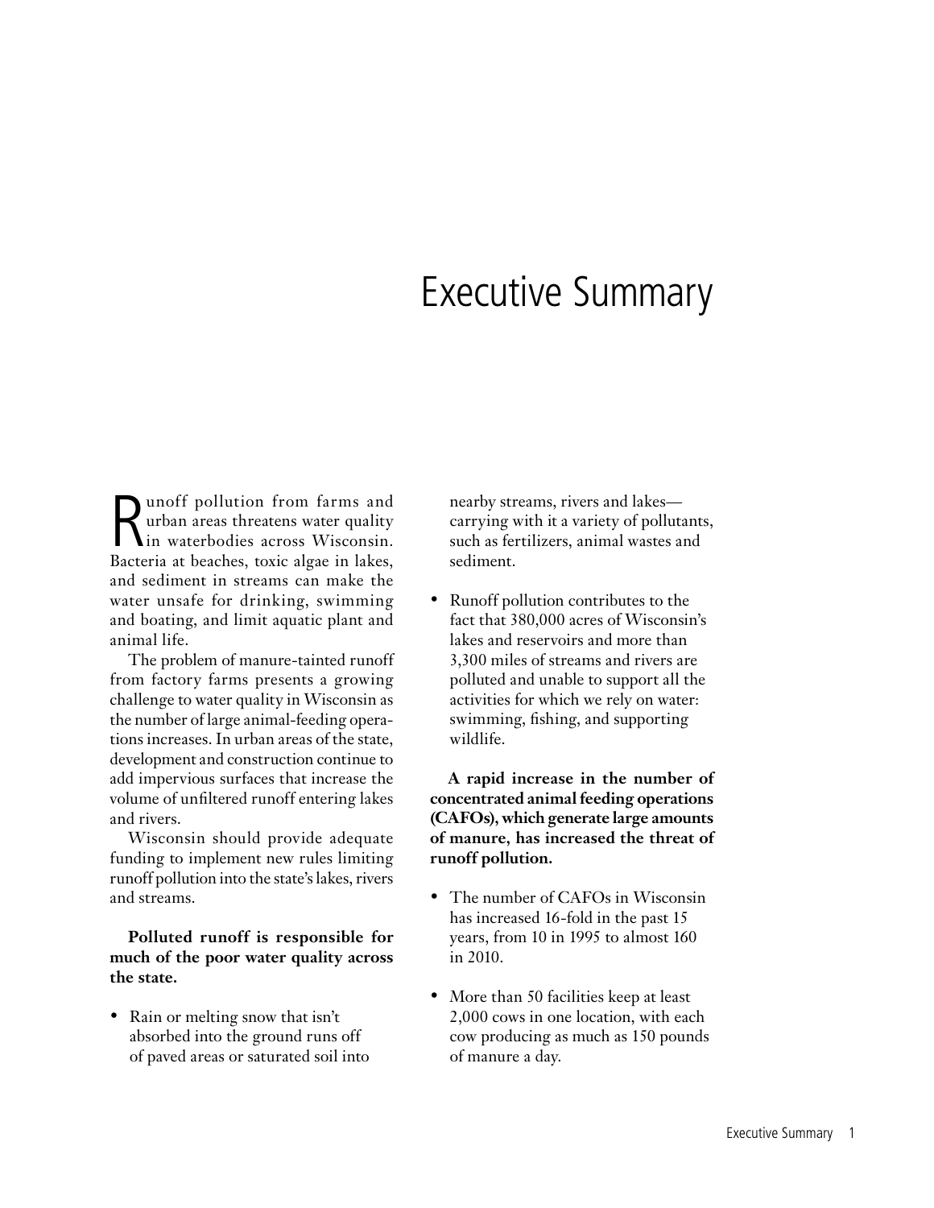# Executive Summary

Runoff pollution from farms and urban areas threatens water quality in waterbodies across Wisconsin. Bacteria at beaches, toxic algae in lakes, and sediment in streams can make the water unsafe for drinking, swimming and boating, and limit aquatic plant and animal life.

The problem of manure-tainted runoff from factory farms presents a growing challenge to water quality in Wisconsin as the number of large animal-feeding operations increases. In urban areas of the state, development and construction continue to add impervious surfaces that increase the volume of unfiltered runoff entering lakes and rivers.

Wisconsin should provide adequate funding to implement new rules limiting runoff pollution into the state's lakes, rivers and streams.

**Polluted runoff is responsible for much of the poor water quality across the state.**

- Rain or melting snow that isn't absorbed into the ground runs off of paved areas or saturated soil into nearby streams, rivers and lakes—carrying with it a variety of pollutants, such as fertilizers, animal wastes and sediment.
- Runoff pollution contributes to the fact that 380,000 acres of Wisconsin's lakes and reservoirs and more than 3,300 miles of streams and rivers are polluted and unable to support all the activities for which we rely on water: swimming, fishing, and supporting wildlife.

**A rapid increase in the number of concentrated animal feeding operations (CAFOs), which generate large amounts of manure, has increased the threat of runoff pollution.**

- The number of CAFOs in Wisconsin has increased 16-fold in the past 15 years, from 10 in 1995 to almost 160 in 2010.
- More than 50 facilities keep at least 2,000 cows in one location, with each cow producing as much as 150 pounds of manure a day.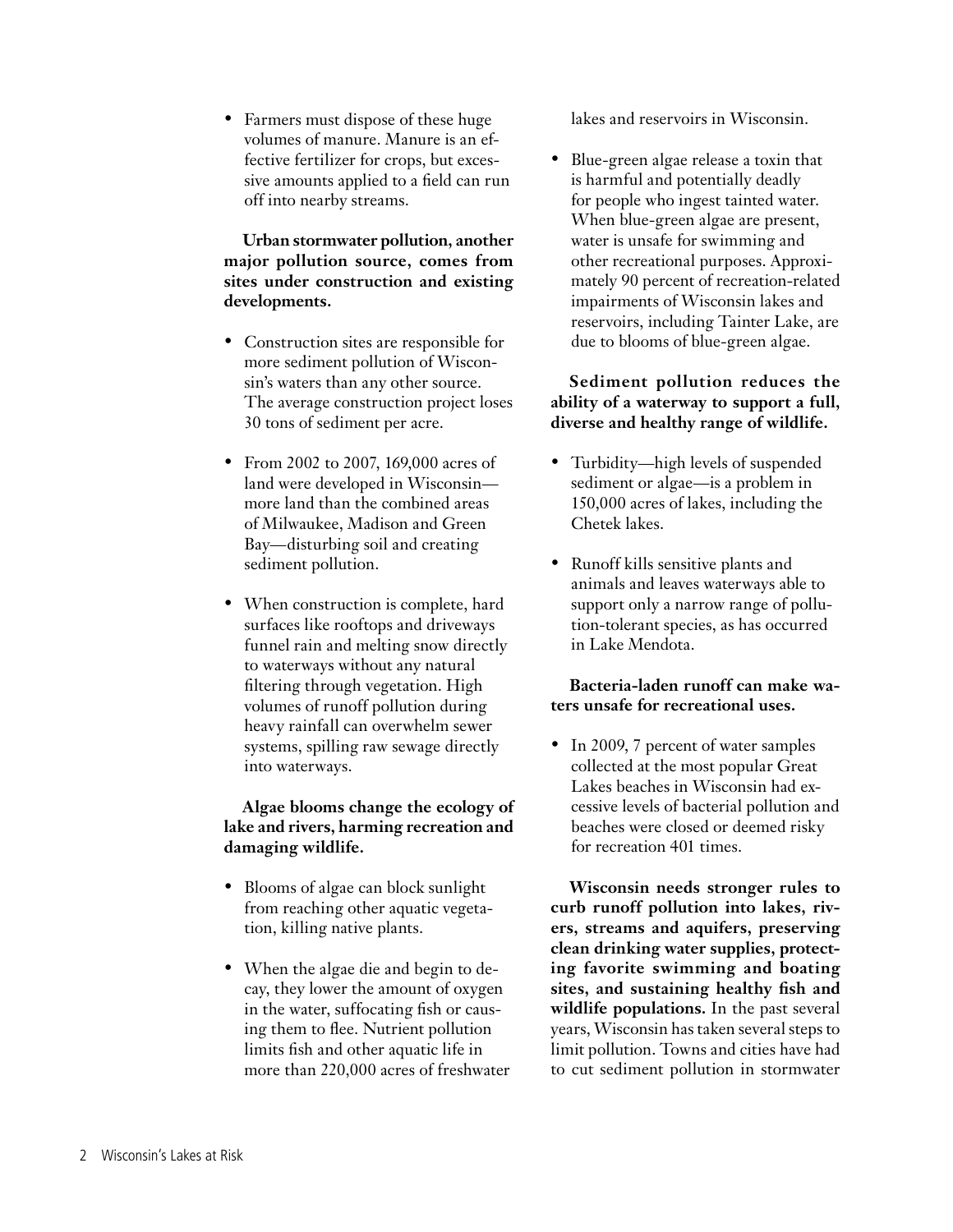- Farmers must dispose of these huge volumes of manure. Manure is an effective fertilizer for crops, but excessive amounts applied to a field can run off into nearby streams.

**Urban stormwater pollution, another major pollution source, comes from sites under construction and existing developments.**

- Construction sites are responsible for more sediment pollution of Wisconsin's waters than any other source. The average construction project loses 30 tons of sediment per acre.
- From 2002 to 2007, 169,000 acres of land were developed in Wisconsin—more land than the combined areas of Milwaukee, Madison and Green Bay—disturbing soil and creating sediment pollution.
- When construction is complete, hard surfaces like rooftops and driveways funnel rain and melting snow directly to waterways without any natural filtering through vegetation. High volumes of runoff pollution during heavy rainfall can overwhelm sewer systems, spilling raw sewage directly into waterways.

**Algae blooms change the ecology of lake and rivers, harming recreation and damaging wildlife.**

- Blooms of algae can block sunlight from reaching other aquatic vegetation, killing native plants.
- When the algae die and begin to decay, they lower the amount of oxygen in the water, suffocating fish or causing them to flee. Nutrient pollution limits fish and other aquatic life in more than 220,000 acres of freshwater lakes and reservoirs in Wisconsin.
- Blue-green algae release a toxin that is harmful and potentially deadly for people who ingest tainted water. When blue-green algae are present, water is unsafe for swimming and other recreational purposes. Approximately 90 percent of recreation-related impairments of Wisconsin lakes and reservoirs, including Tainter Lake, are due to blooms of blue-green algae.

**Sediment pollution reduces the ability of a waterway to support a full, diverse and healthy range of wildlife.**

- Turbidity—high levels of suspended sediment or algae—is a problem in 150,000 acres of lakes, including the Chetek lakes.
- Runoff kills sensitive plants and animals and leaves waterways able to support only a narrow range of pollution-tolerant species, as has occurred in Lake Mendota.

**Bacteria-laden runoff can make waters unsafe for recreational uses.**

- In 2009, 7 percent of water samples collected at the most popular Great Lakes beaches in Wisconsin had excessive levels of bacterial pollution and beaches were closed or deemed risky for recreation 401 times.

**Wisconsin needs stronger rules to curb runoff pollution into lakes, rivers, streams and aquifers, preserving clean drinking water supplies, protecting favorite swimming and boating sites, and sustaining healthy fish and wildlife populations.** In the past several years, Wisconsin has taken several steps to limit pollution. Towns and cities have had to cut sediment pollution in stormwater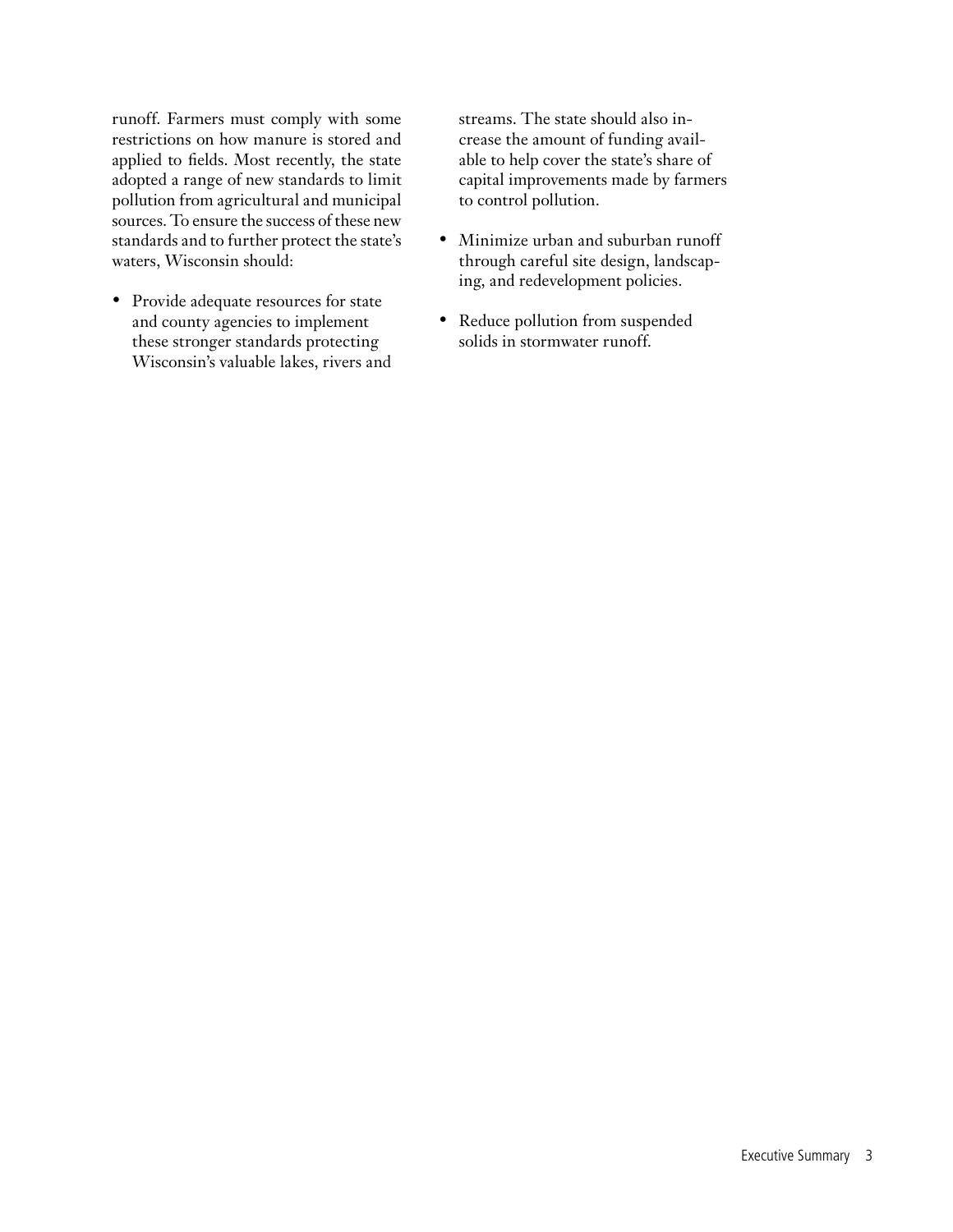runoff. Farmers must comply with some restrictions on how manure is stored and applied to fields. Most recently, the state adopted a range of new standards to limit pollution from agricultural and municipal sources. To ensure the success of these new standards and to further protect the state's waters, Wisconsin should:

- Provide adequate resources for state and county agencies to implement these stronger standards protecting Wisconsin's valuable lakes, rivers and streams. The state should also increase the amount of funding available to help cover the state's share of capital improvements made by farmers to control pollution.
- Minimize urban and suburban runoff through careful site design, landscaping, and redevelopment policies.
- Reduce pollution from suspended solids in stormwater runoff.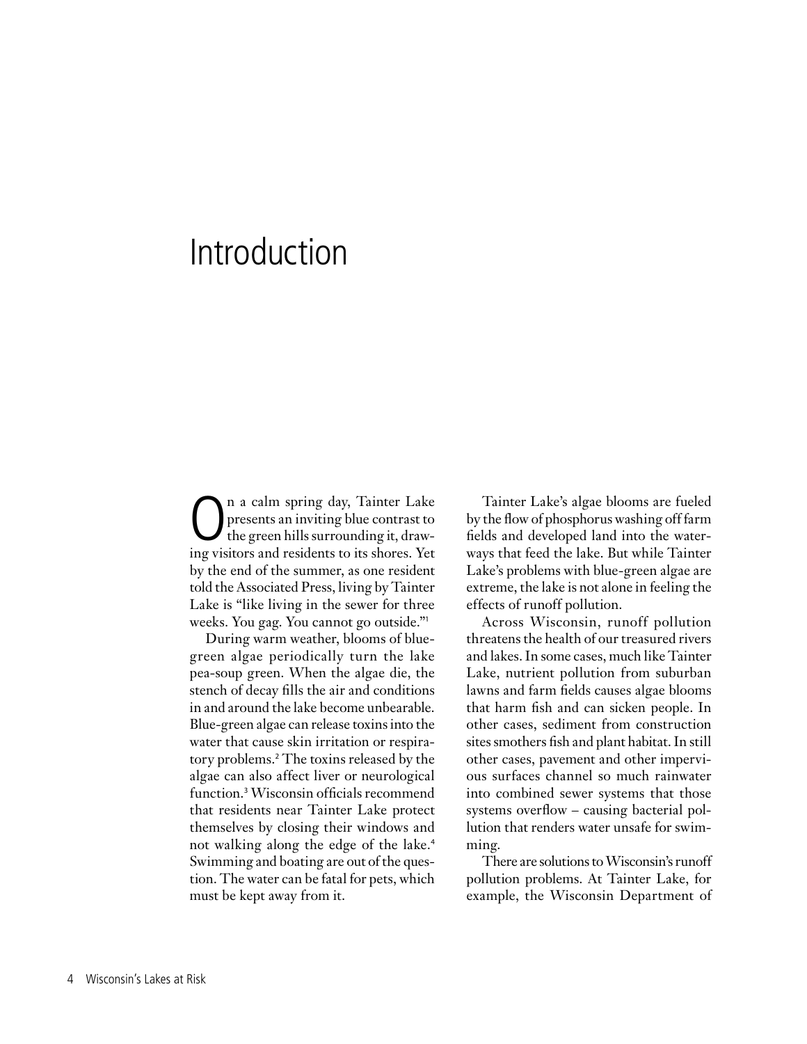# Introduction

On a calm spring day, Tainter Lake presents an inviting blue contrast to the green hills surrounding it, drawing visitors and residents to its shores. Yet by the end of the summer, as one resident told the Associated Press, living by Tainter Lake is "like living in the sewer for three weeks. You gag. You cannot go outside."[1]

During warm weather, blooms of blue-green algae periodically turn the lake pea-soup green. When the algae die, the stench of decay fills the air and conditions in and around the lake become unbearable. Blue-green algae can release toxins into the water that cause skin irritation or respiratory problems.[2] The toxins released by the algae can also affect liver or neurological function.[3] Wisconsin officials recommend that residents near Tainter Lake protect themselves by closing their windows and not walking along the edge of the lake.[4] Swimming and boating are out of the question. The water can be fatal for pets, which must be kept away from it.

Tainter Lake's algae blooms are fueled by the flow of phosphorus washing off farm fields and developed land into the waterways that feed the lake. But while Tainter Lake's problems with blue-green algae are extreme, the lake is not alone in feeling the effects of runoff pollution.

Across Wisconsin, runoff pollution threatens the health of our treasured rivers and lakes. In some cases, much like Tainter Lake, nutrient pollution from suburban lawns and farm fields causes algae blooms that harm fish and can sicken people. In other cases, sediment from construction sites smothers fish and plant habitat. In still other cases, pavement and other impervious surfaces channel so much rainwater into combined sewer systems that those systems overflow – causing bacterial pollution that renders water unsafe for swimming.

There are solutions to Wisconsin's runoff pollution problems. At Tainter Lake, for example, the Wisconsin Department of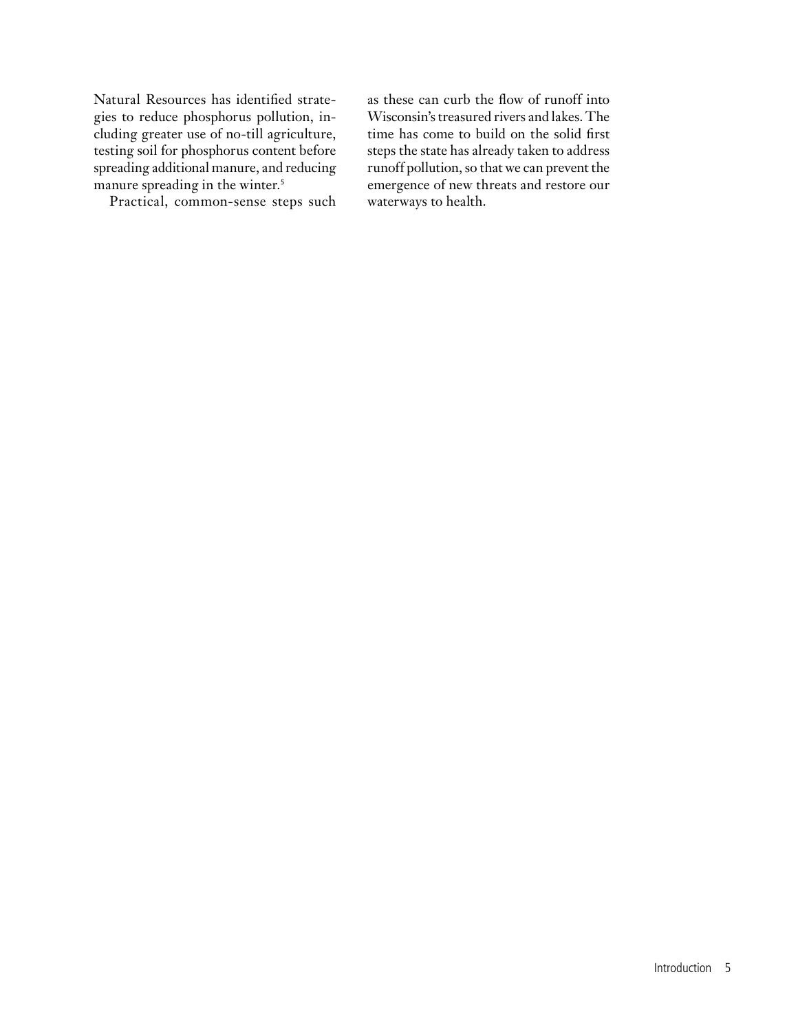Natural Resources has identified strategies to reduce phosphorus pollution, including greater use of no-till agriculture, testing soil for phosphorus content before spreading additional manure, and reducing manure spreading in the winter.[5]

Practical, common-sense steps such as these can curb the flow of runoff into Wisconsin's treasured rivers and lakes. The time has come to build on the solid first steps the state has already taken to address runoff pollution, so that we can prevent the emergence of new threats and restore our waterways to health.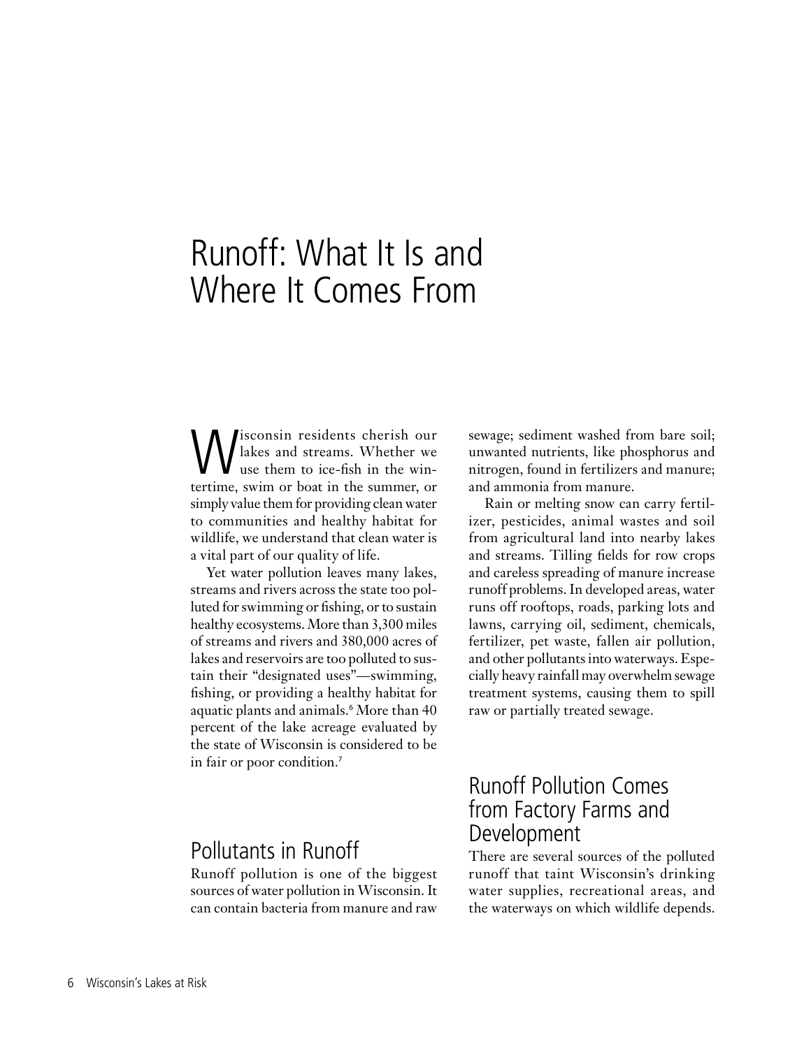# Runoff: What It Is and Where It Comes From

Wisconsin residents cherish our lakes and streams. Whether we use them to ice-fish in the wintertime, swim or boat in the summer, or simply value them for providing clean water to communities and healthy habitat for wildlife, we understand that clean water is a vital part of our quality of life.

Yet water pollution leaves many lakes, streams and rivers across the state too polluted for swimming or fishing, or to sustain healthy ecosystems. More than 3,300 miles of streams and rivers and 380,000 acres of lakes and reservoirs are too polluted to sustain their "designated uses"—swimming, fishing, or providing a healthy habitat for aquatic plants and animals.[6] More than 40 percent of the lake acreage evaluated by the state of Wisconsin is considered to be in fair or poor condition.[7]

## Pollutants in Runoff

Runoff pollution is one of the biggest sources of water pollution in Wisconsin. It can contain bacteria from manure and raw sewage; sediment washed from bare soil; unwanted nutrients, like phosphorus and nitrogen, found in fertilizers and manure; and ammonia from manure.

Rain or melting snow can carry fertilizer, pesticides, animal wastes and soil from agricultural land into nearby lakes and streams. Tilling fields for row crops and careless spreading of manure increase runoff problems. In developed areas, water runs off rooftops, roads, parking lots and lawns, carrying oil, sediment, chemicals, fertilizer, pet waste, fallen air pollution, and other pollutants into waterways. Especially heavy rainfall may overwhelm sewage treatment systems, causing them to spill raw or partially treated sewage.

## Runoff Pollution Comes from Factory Farms and Development

There are several sources of the polluted runoff that taint Wisconsin's drinking water supplies, recreational areas, and the waterways on which wildlife depends.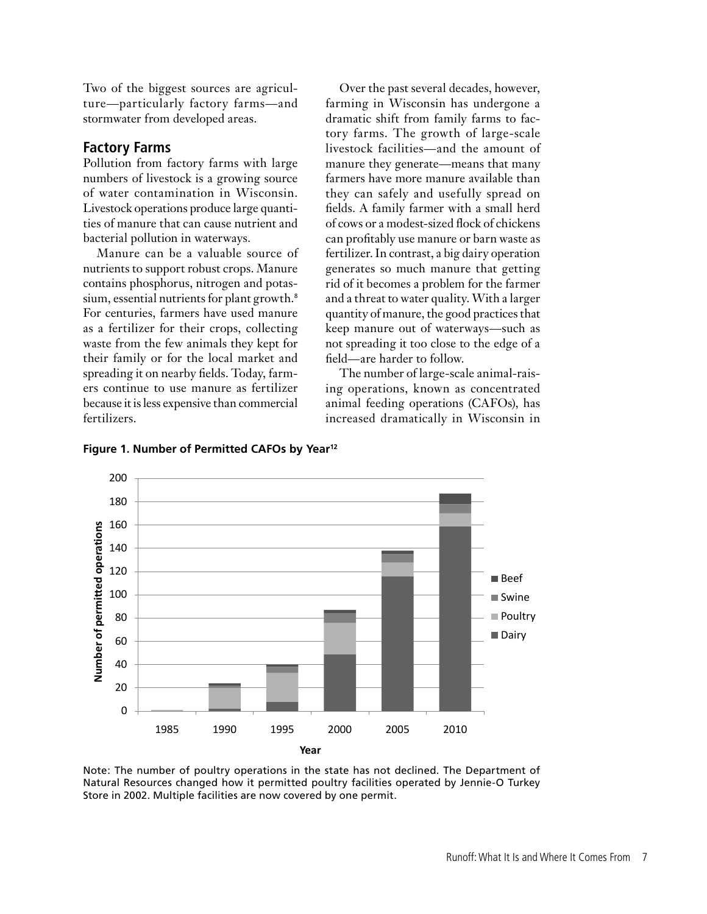Two of the biggest sources are agriculture—particularly factory farms—and stormwater from developed areas.

## Factory Farms

Pollution from factory farms with large numbers of livestock is a growing source of water contamination in Wisconsin. Livestock operations produce large quantities of manure that can cause nutrient and bacterial pollution in waterways.

Manure can be a valuable source of nutrients to support robust crops. Manure contains phosphorus, nitrogen and potassium, essential nutrients for plant growth.[8] For centuries, farmers have used manure as a fertilizer for their crops, collecting waste from the few animals they kept for their family or for the local market and spreading it on nearby fields. Today, farmers continue to use manure as fertilizer because it is less expensive than commercial fertilizers.

Over the past several decades, however, farming in Wisconsin has undergone a dramatic shift from family farms to factory farms. The growth of large-scale livestock facilities—and the amount of manure they generate—means that many farmers have more manure available than they can safely and usefully spread on fields. A family farmer with a small herd of cows or a modest-sized flock of chickens can profitably use manure or barn waste as fertilizer. In contrast, a big dairy operation generates so much manure that getting rid of it becomes a problem for the farmer and a threat to water quality. With a larger quantity of manure, the good practices that keep manure out of waterways—such as not spreading it too close to the edge of a field—are harder to follow.

The number of large-scale animal-raising operations, known as concentrated animal feeding operations (CAFOs), has increased dramatically in Wisconsin in

**Figure 1. Number of Permitted CAFOs by Year[12]**

Note: The number of poultry operations in the state has not declined. The Department of Natural Resources changed how it permitted poultry facilities operated by Jennie-O Turkey Store in 2002. Multiple facilities are now covered by one permit.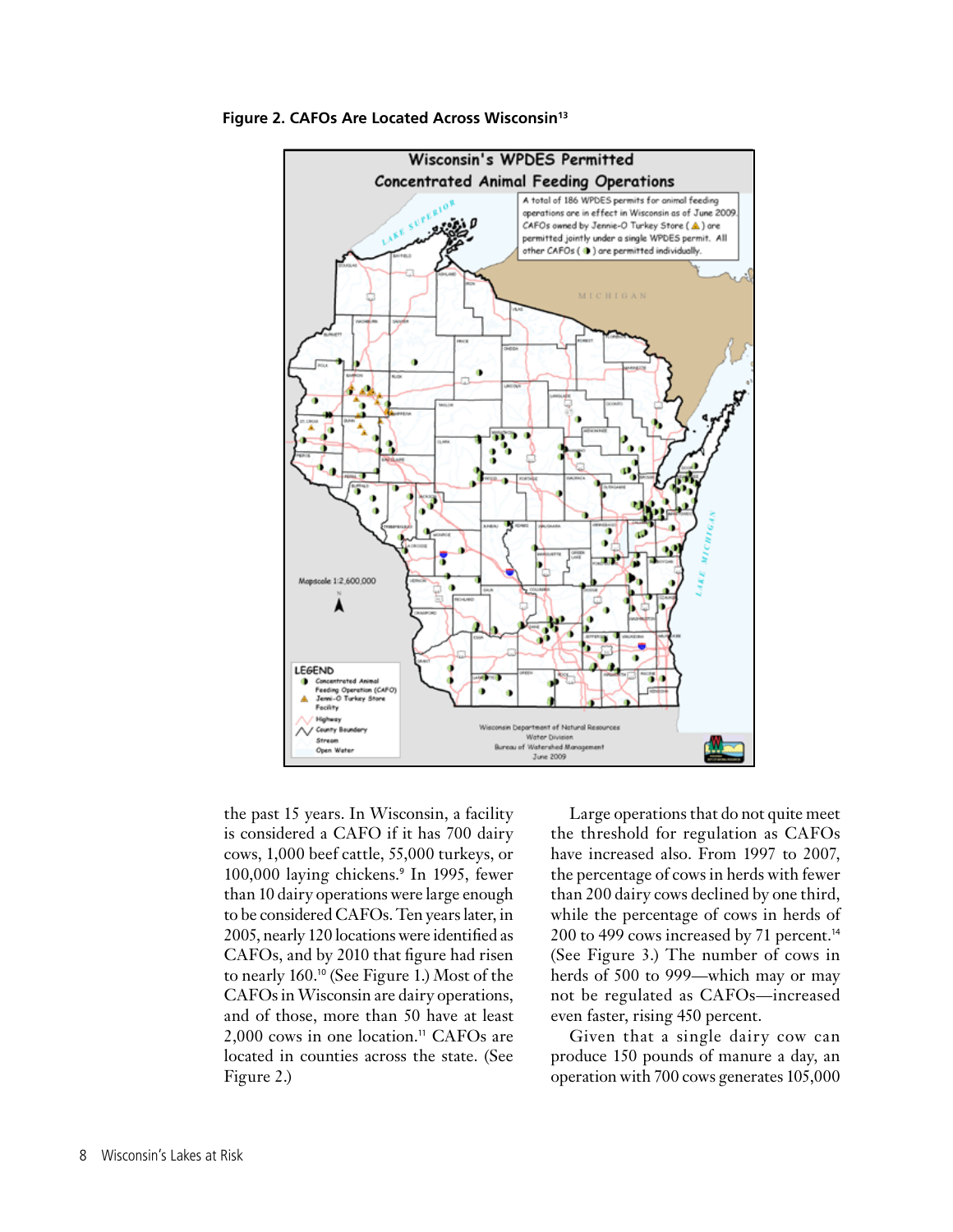**Figure 2. CAFOs Are Located Across Wisconsin[13]**

the past 15 years. In Wisconsin, a facility is considered a CAFO if it has 700 dairy cows, 1,000 beef cattle, 55,000 turkeys, or 100,000 laying chickens.[9] In 1995, fewer than 10 dairy operations were large enough to be considered CAFOs. Ten years later, in 2005, nearly 120 locations were identified as CAFOs, and by 2010 that figure had risen to nearly 160.[10] (See Figure 1.) Most of the CAFOs in Wisconsin are dairy operations, and of those, more than 50 have at least 2,000 cows in one location.[11] CAFOs are located in counties across the state. (See Figure 2.)

Large operations that do not quite meet the threshold for regulation as CAFOs have increased also. From 1997 to 2007, the percentage of cows in herds with fewer than 200 dairy cows declined by one third, while the percentage of cows in herds of 200 to 499 cows increased by 71 percent.[14] (See Figure 3.) The number of cows in herds of 500 to 999—which may or may not be regulated as CAFOs—increased even faster, rising 450 percent.

Given that a single dairy cow can produce 150 pounds of manure a day, an operation with 700 cows generates 105,000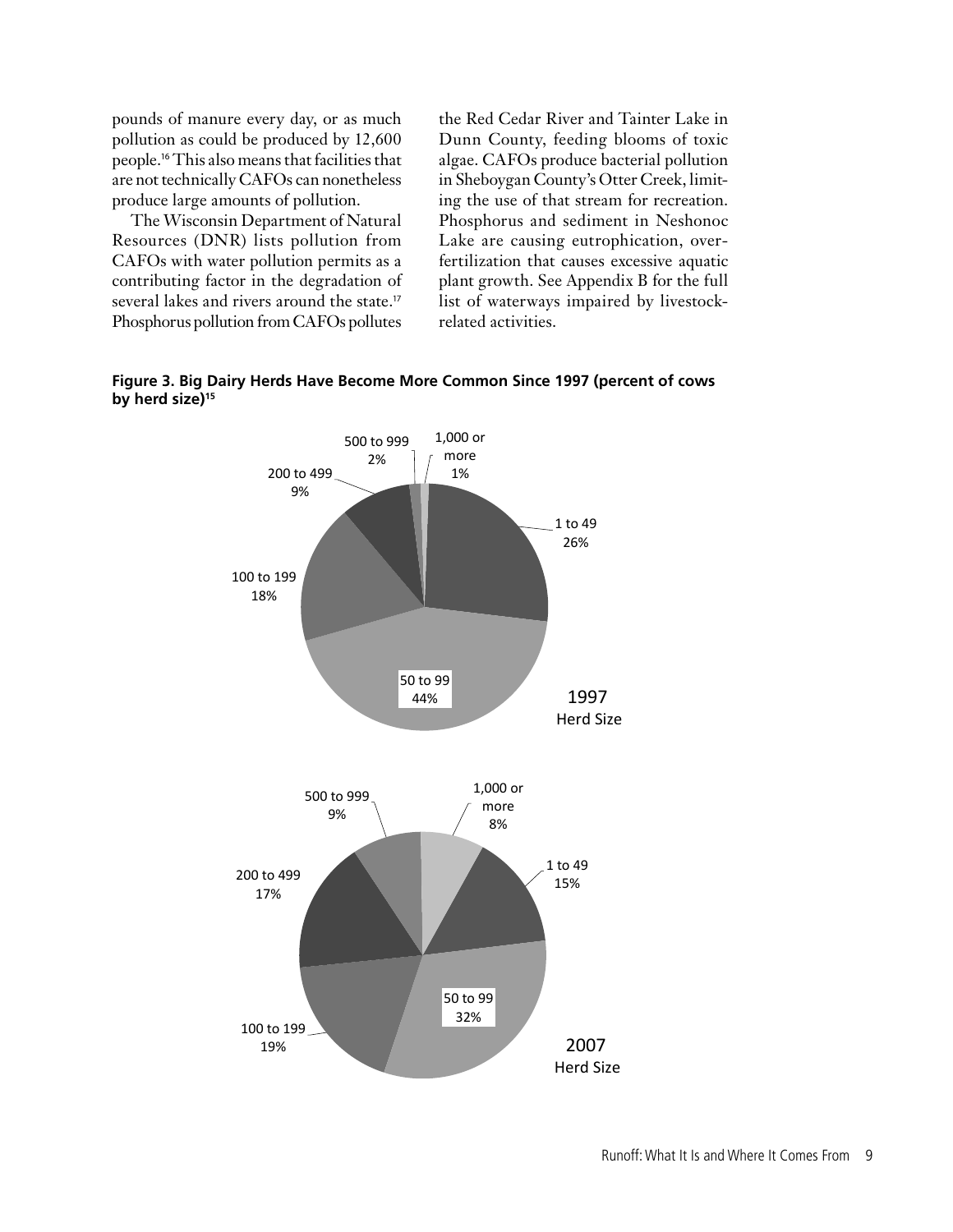pounds of manure every day, or as much pollution as could be produced by 12,600 people.[16] This also means that facilities that are not technically CAFOs can nonetheless produce large amounts of pollution.

The Wisconsin Department of Natural Resources (DNR) lists pollution from CAFOs with water pollution permits as a contributing factor in the degradation of several lakes and rivers around the state.[17] Phosphorus pollution from CAFOs pollutes the Red Cedar River and Tainter Lake in Dunn County, feeding blooms of toxic algae. CAFOs produce bacterial pollution in Sheboygan County's Otter Creek, limiting the use of that stream for recreation. Phosphorus and sediment in Neshonoc Lake are causing eutrophication, over-fertilization that causes excessive aquatic plant growth. See Appendix B for the full list of waterways impaired by livestock-related activities.

**Figure 3. Big Dairy Herds Have Become More Common Since 1997 (percent of cows by herd size)[15]**

| Herd Size | 1997 | 2007 |
|---|---|---|
| 1 to 49 | 26% | 15% |
| 50 to 99 | 44% | 32% |
| 100 to 199 | 18% | 19% |
| 200 to 499 | 9% | 17% |
| 500 to 999 | 2% | 9% |
| 1,000 or more | 1% | 8% |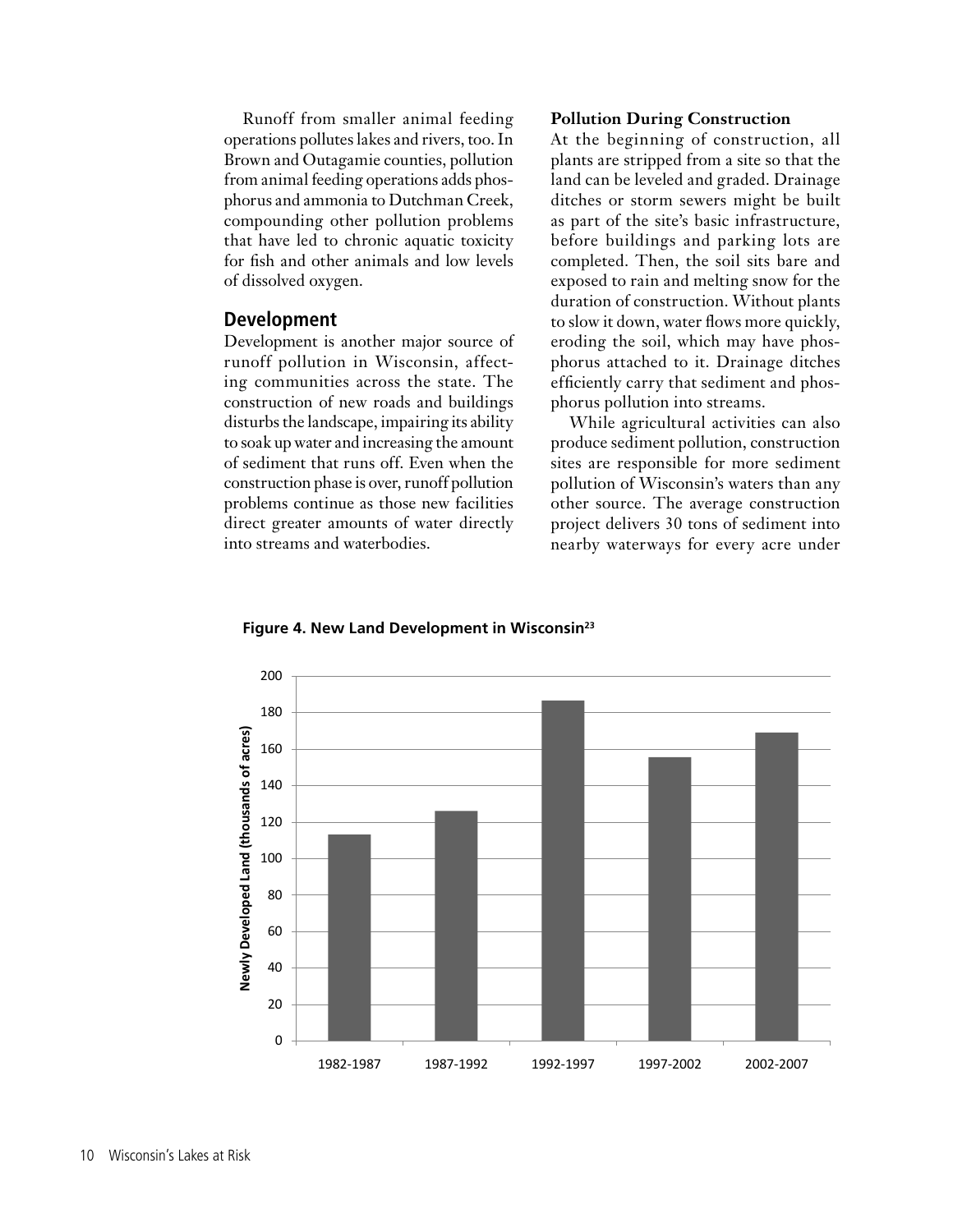Runoff from smaller animal feeding operations pollutes lakes and rivers, too. In Brown and Outagamie counties, pollution from animal feeding operations adds phosphorus and ammonia to Dutchman Creek, compounding other pollution problems that have led to chronic aquatic toxicity for fish and other animals and low levels of dissolved oxygen.

## Development

Development is another major source of runoff pollution in Wisconsin, affecting communities across the state. The construction of new roads and buildings disturbs the landscape, impairing its ability to soak up water and increasing the amount of sediment that runs off. Even when the construction phase is over, runoff pollution problems continue as those new facilities direct greater amounts of water directly into streams and waterbodies.

**Pollution During Construction**

At the beginning of construction, all plants are stripped from a site so that the land can be leveled and graded. Drainage ditches or storm sewers might be built as part of the site's basic infrastructure, before buildings and parking lots are completed. Then, the soil sits bare and exposed to rain and melting snow for the duration of construction. Without plants to slow it down, water flows more quickly, eroding the soil, which may have phosphorus attached to it. Drainage ditches efficiently carry that sediment and phosphorus pollution into streams.

While agricultural activities can also produce sediment pollution, construction sites are responsible for more sediment pollution of Wisconsin's waters than any other source. The average construction project delivers 30 tons of sediment into nearby waterways for every acre under

**Figure 4. New Land Development in Wisconsin[23]**

| Period | Newly Developed Land (thousands of acres) |
|---|---|
| 1982-1987 | ~113 |
| 1987-1992 | ~126 |
| 1992-1997 | ~187 |
| 1997-2002 | ~156 |
| 2002-2007 | ~169 |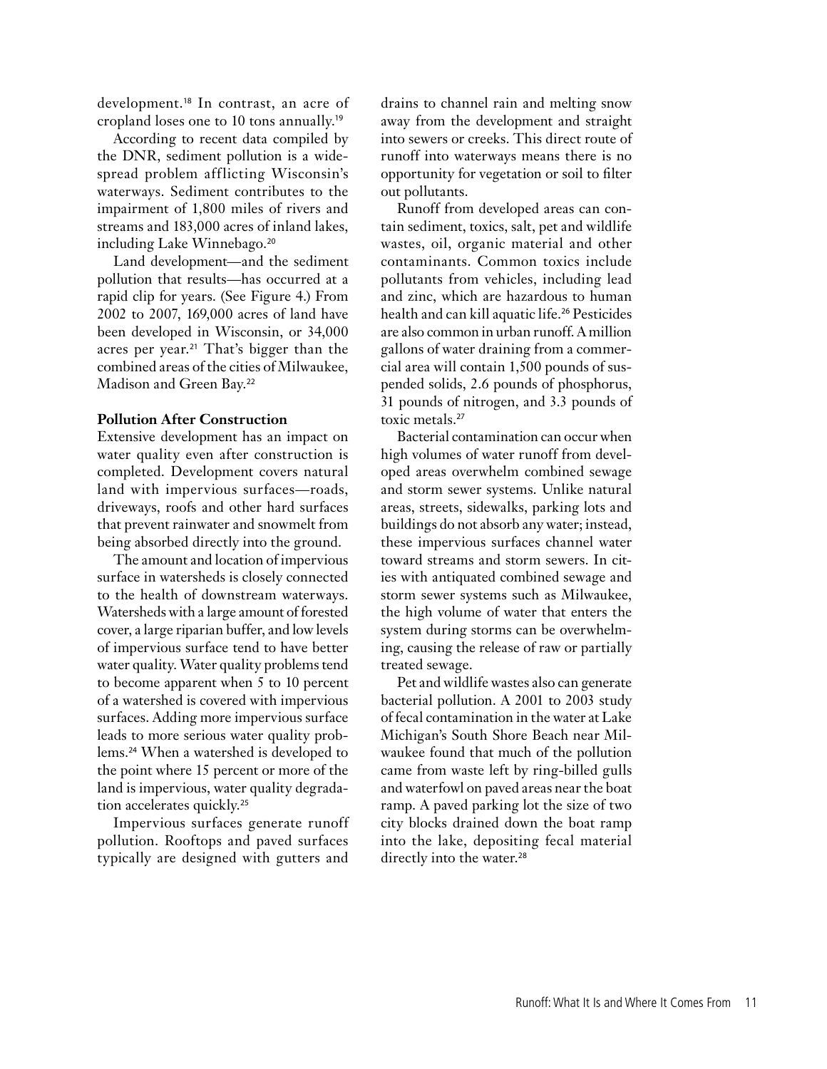development.[18] In contrast, an acre of cropland loses one to 10 tons annually.[19]

According to recent data compiled by the DNR, sediment pollution is a widespread problem afflicting Wisconsin's waterways. Sediment contributes to the impairment of 1,800 miles of rivers and streams and 183,000 acres of inland lakes, including Lake Winnebago.[20]

Land development—and the sediment pollution that results—has occurred at a rapid clip for years. (See Figure 4.) From 2002 to 2007, 169,000 acres of land have been developed in Wisconsin, or 34,000 acres per year.[21] That's bigger than the combined areas of the cities of Milwaukee, Madison and Green Bay.[22]

**Pollution After Construction**

Extensive development has an impact on water quality even after construction is completed. Development covers natural land with impervious surfaces—roads, driveways, roofs and other hard surfaces that prevent rainwater and snowmelt from being absorbed directly into the ground.

The amount and location of impervious surface in watersheds is closely connected to the health of downstream waterways. Watersheds with a large amount of forested cover, a large riparian buffer, and low levels of impervious surface tend to have better water quality. Water quality problems tend to become apparent when 5 to 10 percent of a watershed is covered with impervious surfaces. Adding more impervious surface leads to more serious water quality problems.[24] When a watershed is developed to the point where 15 percent or more of the land is impervious, water quality degradation accelerates quickly.[25]

Impervious surfaces generate runoff pollution. Rooftops and paved surfaces typically are designed with gutters and drains to channel rain and melting snow away from the development and straight into sewers or creeks. This direct route of runoff into waterways means there is no opportunity for vegetation or soil to filter out pollutants.

Runoff from developed areas can contain sediment, toxics, salt, pet and wildlife wastes, oil, organic material and other contaminants. Common toxics include pollutants from vehicles, including lead and zinc, which are hazardous to human health and can kill aquatic life.[26] Pesticides are also common in urban runoff. A million gallons of water draining from a commercial area will contain 1,500 pounds of suspended solids, 2.6 pounds of phosphorus, 31 pounds of nitrogen, and 3.3 pounds of toxic metals.[27]

Bacterial contamination can occur when high volumes of water runoff from developed areas overwhelm combined sewage and storm sewer systems. Unlike natural areas, streets, sidewalks, parking lots and buildings do not absorb any water; instead, these impervious surfaces channel water toward streams and storm sewers. In cities with antiquated combined sewage and storm sewer systems such as Milwaukee, the high volume of water that enters the system during storms can be overwhelming, causing the release of raw or partially treated sewage.

Pet and wildlife wastes also can generate bacterial pollution. A 2001 to 2003 study of fecal contamination in the water at Lake Michigan's South Shore Beach near Milwaukee found that much of the pollution came from waste left by ring-billed gulls and waterfowl on paved areas near the boat ramp. A paved parking lot the size of two city blocks drained down the boat ramp into the lake, depositing fecal material directly into the water.[28]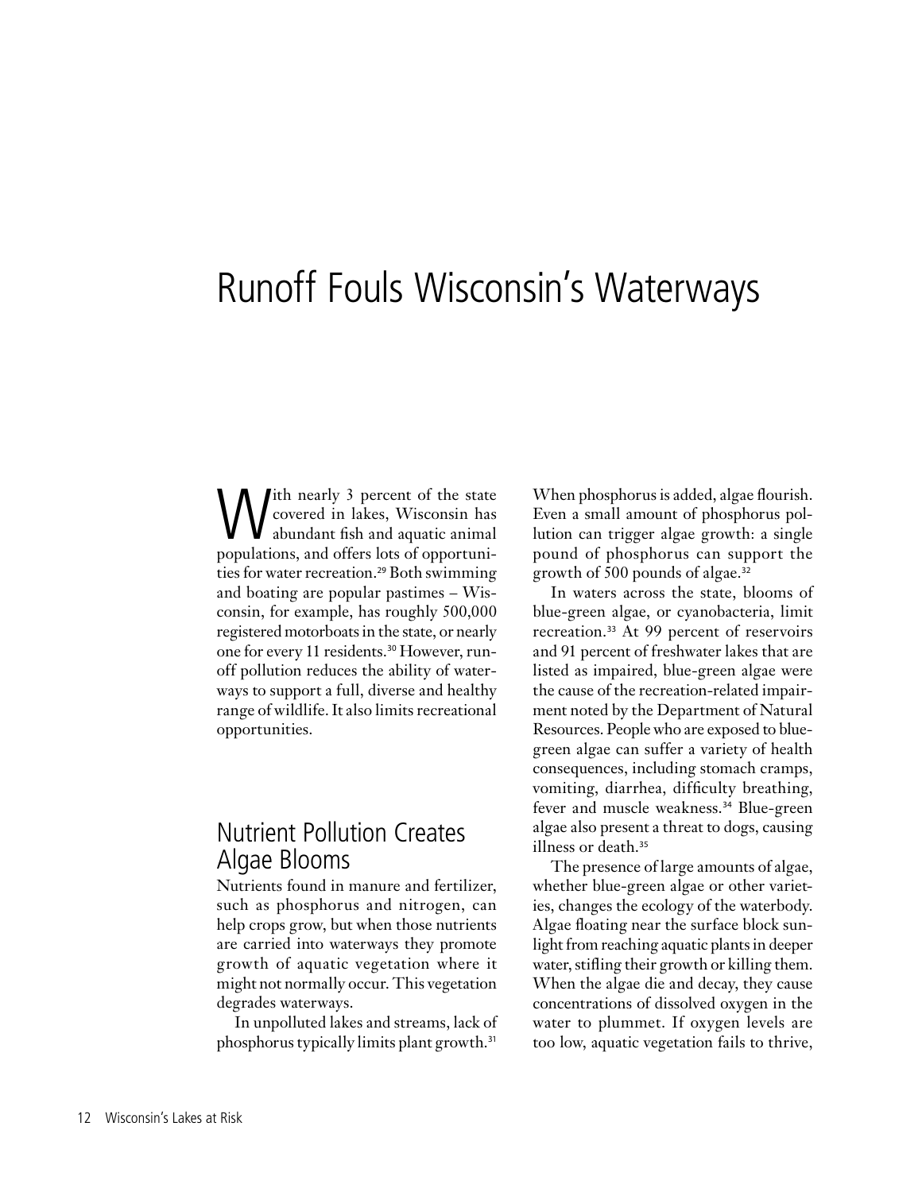# Runoff Fouls Wisconsin's Waterways

With nearly 3 percent of the state covered in lakes, Wisconsin has abundant fish and aquatic animal populations, and offers lots of opportunities for water recreation.[29] Both swimming and boating are popular pastimes – Wisconsin, for example, has roughly 500,000 registered motorboats in the state, or nearly one for every 11 residents.[30] However, runoff pollution reduces the ability of waterways to support a full, diverse and healthy range of wildlife. It also limits recreational opportunities.

## Nutrient Pollution Creates Algae Blooms

Nutrients found in manure and fertilizer, such as phosphorus and nitrogen, can help crops grow, but when those nutrients are carried into waterways they promote growth of aquatic vegetation where it might not normally occur. This vegetation degrades waterways.

In unpolluted lakes and streams, lack of phosphorus typically limits plant growth.[31] When phosphorus is added, algae flourish. Even a small amount of phosphorus pollution can trigger algae growth: a single pound of phosphorus can support the growth of 500 pounds of algae.[32]

In waters across the state, blooms of blue-green algae, or cyanobacteria, limit recreation.[33] At 99 percent of reservoirs and 91 percent of freshwater lakes that are listed as impaired, blue-green algae were the cause of the recreation-related impairment noted by the Department of Natural Resources. People who are exposed to blue-green algae can suffer a variety of health consequences, including stomach cramps, vomiting, diarrhea, difficulty breathing, fever and muscle weakness.[34] Blue-green algae also present a threat to dogs, causing illness or death.[35]

The presence of large amounts of algae, whether blue-green algae or other varieties, changes the ecology of the waterbody. Algae floating near the surface block sunlight from reaching aquatic plants in deeper water, stifling their growth or killing them. When the algae die and decay, they cause concentrations of dissolved oxygen in the water to plummet. If oxygen levels are too low, aquatic vegetation fails to thrive,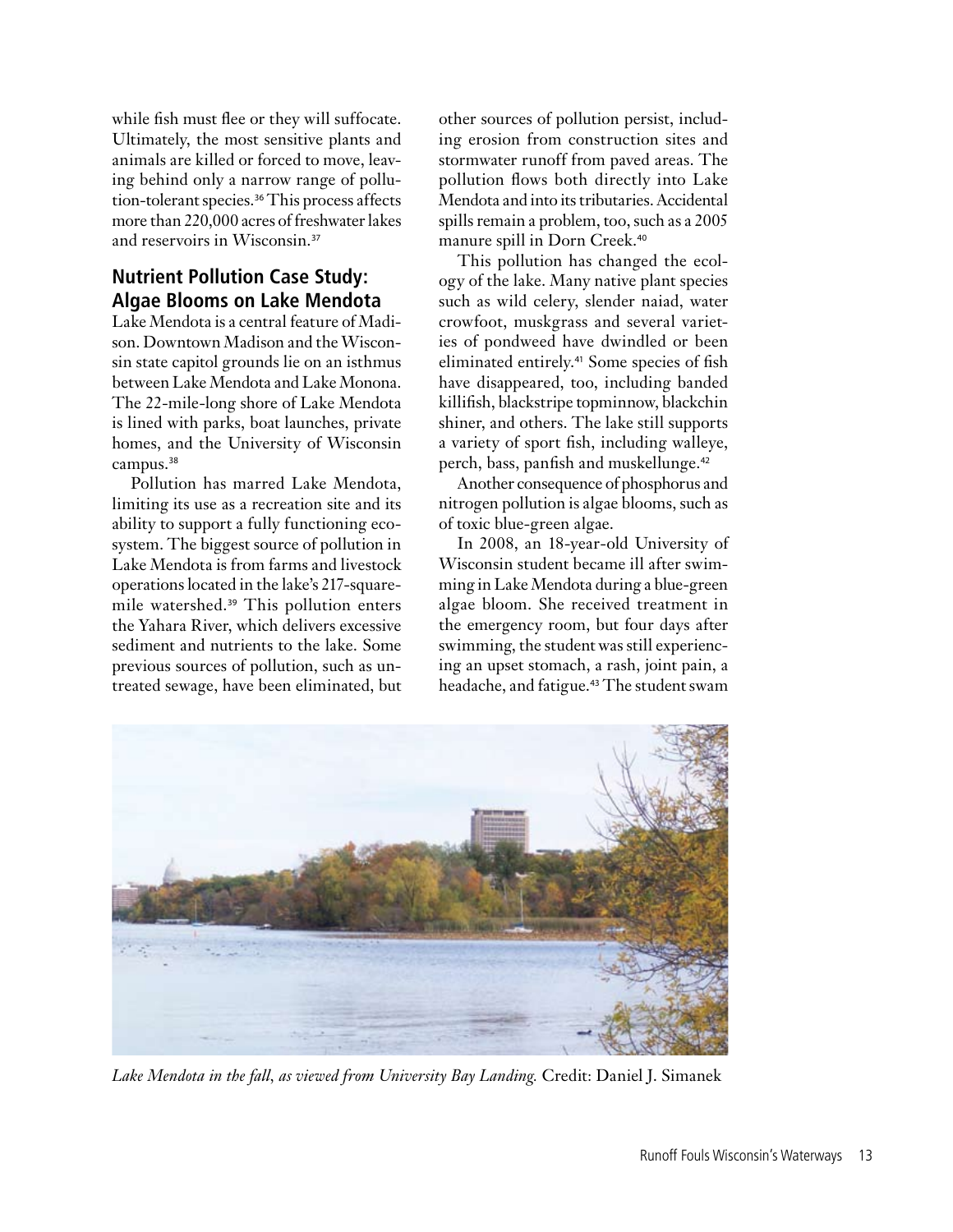while fish must flee or they will suffocate. Ultimately, the most sensitive plants and animals are killed or forced to move, leaving behind only a narrow range of pollution-tolerant species.[36] This process affects more than 220,000 acres of freshwater lakes and reservoirs in Wisconsin.[37]

## Nutrient Pollution Case Study: Algae Blooms on Lake Mendota

Lake Mendota is a central feature of Madison. Downtown Madison and the Wisconsin state capitol grounds lie on an isthmus between Lake Mendota and Lake Monona. The 22-mile-long shore of Lake Mendota is lined with parks, boat launches, private homes, and the University of Wisconsin campus.[38]

Pollution has marred Lake Mendota, limiting its use as a recreation site and its ability to support a fully functioning ecosystem. The biggest source of pollution in Lake Mendota is from farms and livestock operations located in the lake's 217-square-mile watershed.[39] This pollution enters the Yahara River, which delivers excessive sediment and nutrients to the lake. Some previous sources of pollution, such as untreated sewage, have been eliminated, but other sources of pollution persist, including erosion from construction sites and stormwater runoff from paved areas. The pollution flows both directly into Lake Mendota and into its tributaries. Accidental spills remain a problem, too, such as a 2005 manure spill in Dorn Creek.[40]

This pollution has changed the ecology of the lake. Many native plant species such as wild celery, slender naiad, water crowfoot, muskgrass and several varieties of pondweed have dwindled or been eliminated entirely.[41] Some species of fish have disappeared, too, including banded killifish, blackstripe topminnow, blackchin shiner, and others. The lake still supports a variety of sport fish, including walleye, perch, bass, panfish and muskellunge.[42]

Another consequence of phosphorus and nitrogen pollution is algae blooms, such as of toxic blue-green algae.

In 2008, an 18-year-old University of Wisconsin student became ill after swimming in Lake Mendota during a blue-green algae bloom. She received treatment in the emergency room, but four days after swimming, the student was still experiencing an upset stomach, a rash, joint pain, a headache, and fatigue.[43] The student swam

*Lake Mendota in the fall, as viewed from University Bay Landing.* Credit: Daniel J. Simanek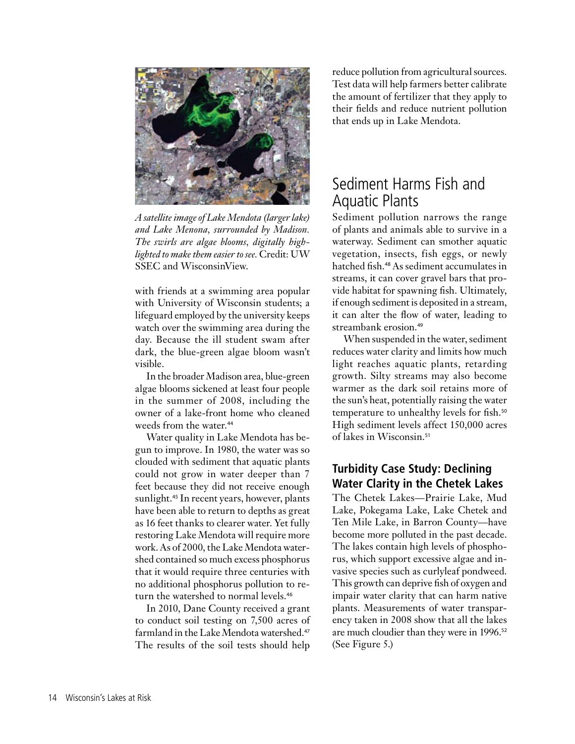*A satellite image of Lake Mendota (larger lake) and Lake Menona, surrounded by Madison. The swirls are algae blooms, digitally highlighted to make them easier to see.* Credit: UW SSEC and WisconsinView.

with friends at a swimming area popular with University of Wisconsin students; a lifeguard employed by the university keeps watch over the swimming area during the day. Because the ill student swam after dark, the blue-green algae bloom wasn't visible.

In the broader Madison area, blue-green algae blooms sickened at least four people in the summer of 2008, including the owner of a lake-front home who cleaned weeds from the water.[44]

Water quality in Lake Mendota has begun to improve. In 1980, the water was so clouded with sediment that aquatic plants could not grow in water deeper than 7 feet because they did not receive enough sunlight.[45] In recent years, however, plants have been able to return to depths as great as 16 feet thanks to clearer water. Yet fully restoring Lake Mendota will require more work. As of 2000, the Lake Mendota watershed contained so much excess phosphorus that it would require three centuries with no additional phosphorus pollution to return the watershed to normal levels.[46]

In 2010, Dane County received a grant to conduct soil testing on 7,500 acres of farmland in the Lake Mendota watershed.[47] The results of the soil tests should help reduce pollution from agricultural sources. Test data will help farmers better calibrate the amount of fertilizer that they apply to their fields and reduce nutrient pollution that ends up in Lake Mendota.

## Sediment Harms Fish and Aquatic Plants

Sediment pollution narrows the range of plants and animals able to survive in a waterway. Sediment can smother aquatic vegetation, insects, fish eggs, or newly hatched fish.[48] As sediment accumulates in streams, it can cover gravel bars that provide habitat for spawning fish. Ultimately, if enough sediment is deposited in a stream, it can alter the flow of water, leading to streambank erosion.[49]

When suspended in the water, sediment reduces water clarity and limits how much light reaches aquatic plants, retarding growth. Silty streams may also become warmer as the dark soil retains more of the sun's heat, potentially raising the water temperature to unhealthy levels for fish.[50] High sediment levels affect 150,000 acres of lakes in Wisconsin.[51]

### Turbidity Case Study: Declining Water Clarity in the Chetek Lakes

The Chetek Lakes—Prairie Lake, Mud Lake, Pokegama Lake, Lake Chetek and Ten Mile Lake, in Barron County—have become more polluted in the past decade. The lakes contain high levels of phosphorus, which support excessive algae and invasive species such as curlyleaf pondweed. This growth can deprive fish of oxygen and impair water clarity that can harm native plants. Measurements of water transparency taken in 2008 show that all the lakes are much cloudier than they were in 1996.[52] (See Figure 5.)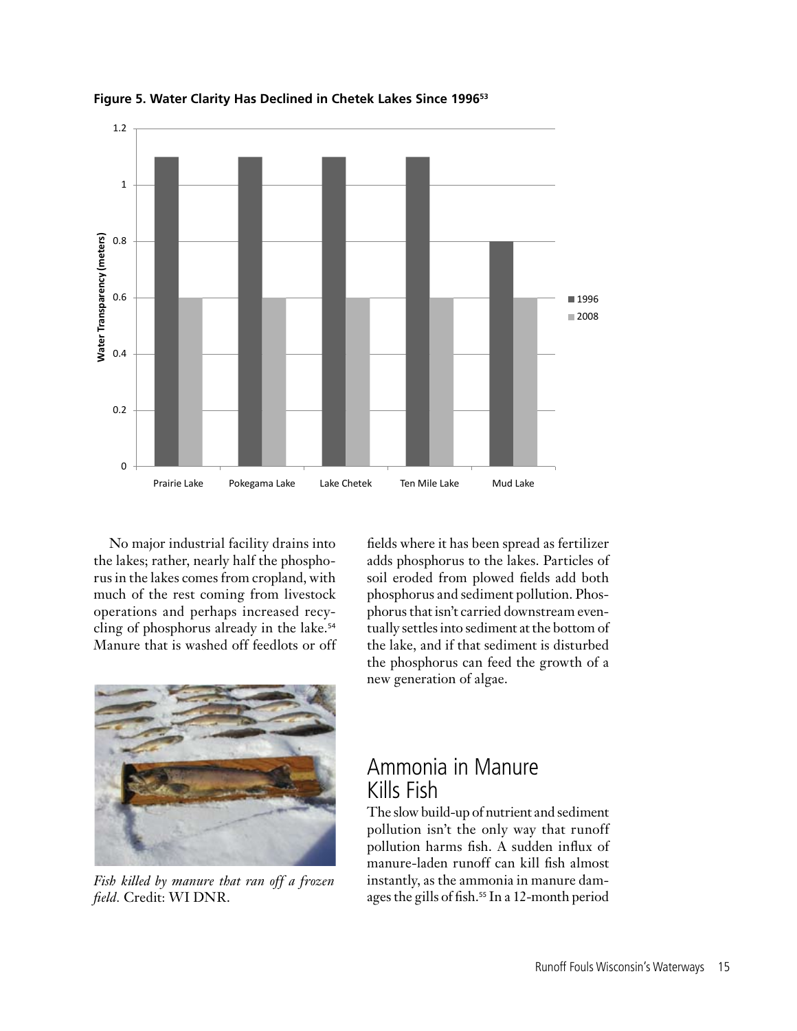**Figure 5. Water Clarity Has Declined in Chetek Lakes Since 1996[53]**

No major industrial facility drains into the lakes; rather, nearly half the phosphorus in the lakes comes from cropland, with much of the rest coming from livestock operations and perhaps increased recycling of phosphorus already in the lake.[54] Manure that is washed off feedlots or off fields where it has been spread as fertilizer adds phosphorus to the lakes. Particles of soil eroded from plowed fields add both phosphorus and sediment pollution. Phosphorus that isn't carried downstream eventually settles into sediment at the bottom of the lake, and if that sediment is disturbed the phosphorus can feed the growth of a new generation of algae.

*Fish killed by manure that ran off a frozen field.* Credit: WI DNR.

## Ammonia in Manure Kills Fish

The slow build-up of nutrient and sediment pollution isn't the only way that runoff pollution harms fish. A sudden influx of manure-laden runoff can kill fish almost instantly, as the ammonia in manure damages the gills of fish.[55] In a 12-month period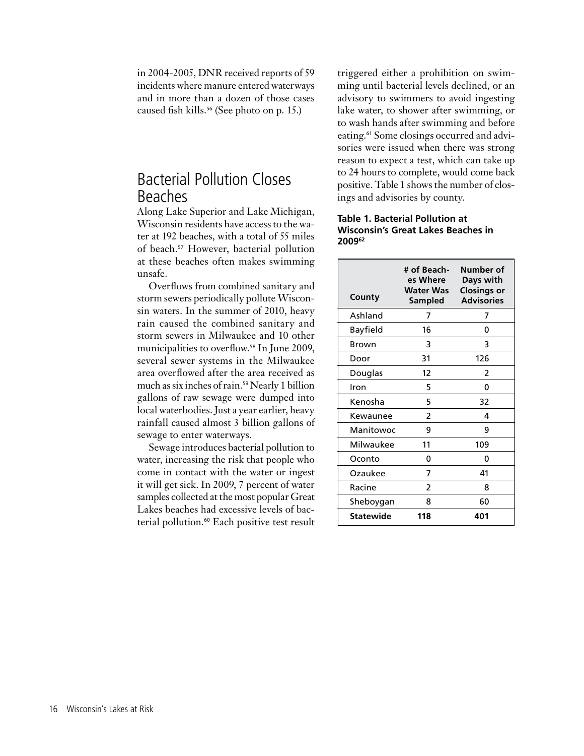in 2004-2005, DNR received reports of 59 incidents where manure entered waterways and in more than a dozen of those cases caused fish kills.[56] (See photo on p. 15.)

## Bacterial Pollution Closes Beaches

Along Lake Superior and Lake Michigan, Wisconsin residents have access to the water at 192 beaches, with a total of 55 miles of beach.[57] However, bacterial pollution at these beaches often makes swimming unsafe.

Overflows from combined sanitary and storm sewers periodically pollute Wisconsin waters. In the summer of 2010, heavy rain caused the combined sanitary and storm sewers in Milwaukee and 10 other municipalities to overflow.[58] In June 2009, several sewer systems in the Milwaukee area overflowed after the area received as much as six inches of rain.[59] Nearly 1 billion gallons of raw sewage were dumped into local waterbodies. Just a year earlier, heavy rainfall caused almost 3 billion gallons of sewage to enter waterways.

Sewage introduces bacterial pollution to water, increasing the risk that people who come in contact with the water or ingest it will get sick. In 2009, 7 percent of water samples collected at the most popular Great Lakes beaches had excessive levels of bacterial pollution.[60] Each positive test result triggered either a prohibition on swimming until bacterial levels declined, or an advisory to swimmers to avoid ingesting lake water, to shower after swimming, or to wash hands after swimming and before eating.[61] Some closings occurred and advisories were issued when there was strong reason to expect a test, which can take up to 24 hours to complete, would come back positive. Table 1 shows the number of closings and advisories by county.

**Table 1. Bacterial Pollution at Wisconsin's Great Lakes Beaches in 2009[62]**

| County | # of Beaches Where Water Was Sampled | Number of Days with Closings or Advisories |
|---|---|---|
| Ashland | 7 | 7 |
| Bayfield | 16 | 0 |
| Brown | 3 | 3 |
| Door | 31 | 126 |
| Douglas | 12 | 2 |
| Iron | 5 | 0 |
| Kenosha | 5 | 32 |
| Kewaunee | 2 | 4 |
| Manitowoc | 9 | 9 |
| Milwaukee | 11 | 109 |
| Oconto | 0 | 0 |
| Ozaukee | 7 | 41 |
| Racine | 2 | 8 |
| Sheboygan | 8 | 60 |
| **Statewide** | **118** | **401** |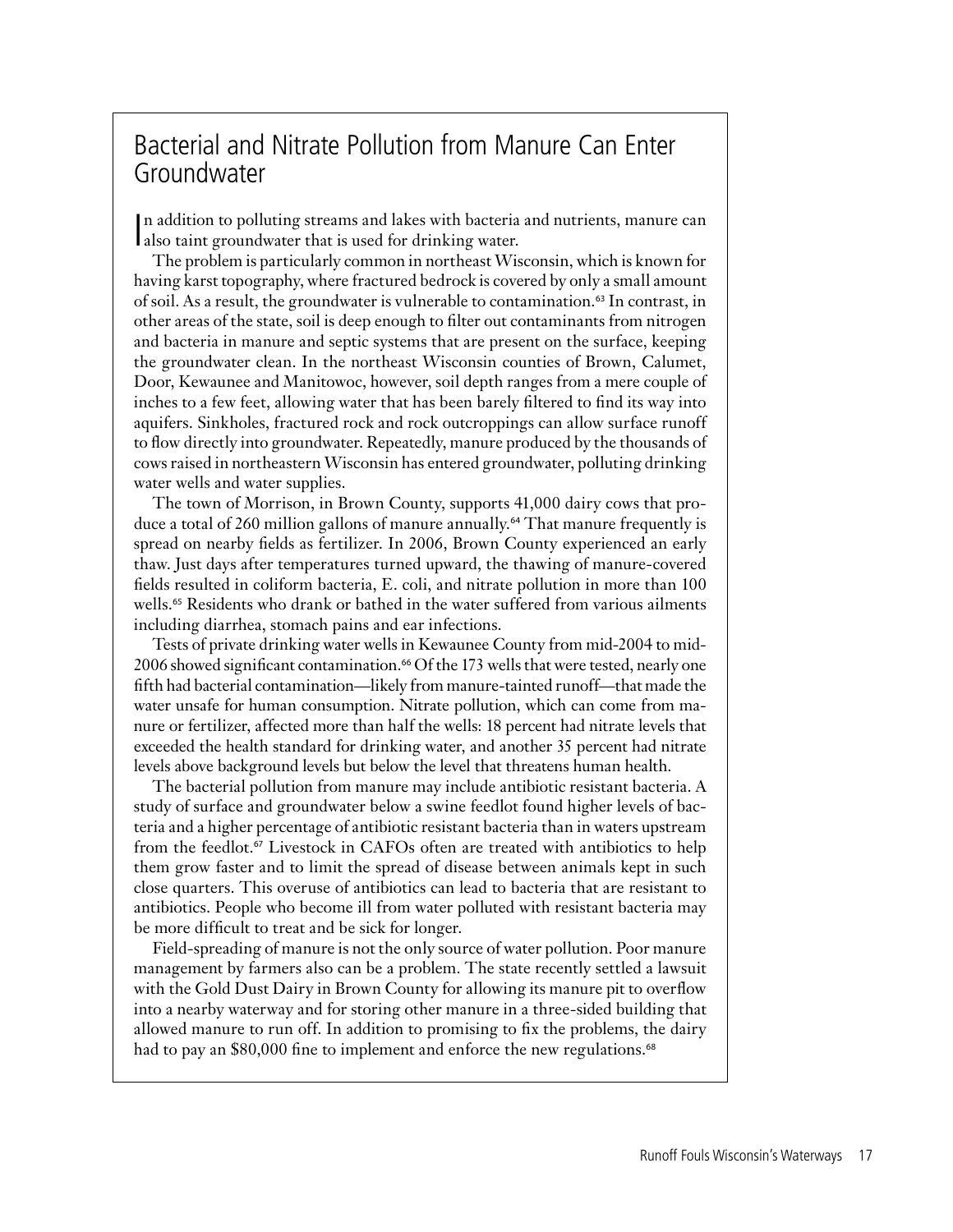## Bacterial and Nitrate Pollution from Manure Can Enter Groundwater

In addition to polluting streams and lakes with bacteria and nutrients, manure can also taint groundwater that is used for drinking water.

The problem is particularly common in northeast Wisconsin, which is known for having karst topography, where fractured bedrock is covered by only a small amount of soil. As a result, the groundwater is vulnerable to contamination.[63] In contrast, in other areas of the state, soil is deep enough to filter out contaminants from nitrogen and bacteria in manure and septic systems that are present on the surface, keeping the groundwater clean. In the northeast Wisconsin counties of Brown, Calumet, Door, Kewaunee and Manitowoc, however, soil depth ranges from a mere couple of inches to a few feet, allowing water that has been barely filtered to find its way into aquifers. Sinkholes, fractured rock and rock outcroppings can allow surface runoff to flow directly into groundwater. Repeatedly, manure produced by the thousands of cows raised in northeastern Wisconsin has entered groundwater, polluting drinking water wells and water supplies.

The town of Morrison, in Brown County, supports 41,000 dairy cows that produce a total of 260 million gallons of manure annually.[64] That manure frequently is spread on nearby fields as fertilizer. In 2006, Brown County experienced an early thaw. Just days after temperatures turned upward, the thawing of manure-covered fields resulted in coliform bacteria, E. coli, and nitrate pollution in more than 100 wells.[65] Residents who drank or bathed in the water suffered from various ailments including diarrhea, stomach pains and ear infections.

Tests of private drinking water wells in Kewaunee County from mid-2004 to mid-2006 showed significant contamination.[66] Of the 173 wells that were tested, nearly one fifth had bacterial contamination—likely from manure-tainted runoff—that made the water unsafe for human consumption. Nitrate pollution, which can come from manure or fertilizer, affected more than half the wells: 18 percent had nitrate levels that exceeded the health standard for drinking water, and another 35 percent had nitrate levels above background levels but below the level that threatens human health.

The bacterial pollution from manure may include antibiotic resistant bacteria. A study of surface and groundwater below a swine feedlot found higher levels of bacteria and a higher percentage of antibiotic resistant bacteria than in waters upstream from the feedlot.[67] Livestock in CAFOs often are treated with antibiotics to help them grow faster and to limit the spread of disease between animals kept in such close quarters. This overuse of antibiotics can lead to bacteria that are resistant to antibiotics. People who become ill from water polluted with resistant bacteria may be more difficult to treat and be sick for longer.

Field-spreading of manure is not the only source of water pollution. Poor manure management by farmers also can be a problem. The state recently settled a lawsuit with the Gold Dust Dairy in Brown County for allowing its manure pit to overflow into a nearby waterway and for storing other manure in a three-sided building that allowed manure to run off. In addition to promising to fix the problems, the dairy had to pay an $80,000 fine to implement and enforce the new regulations.[68]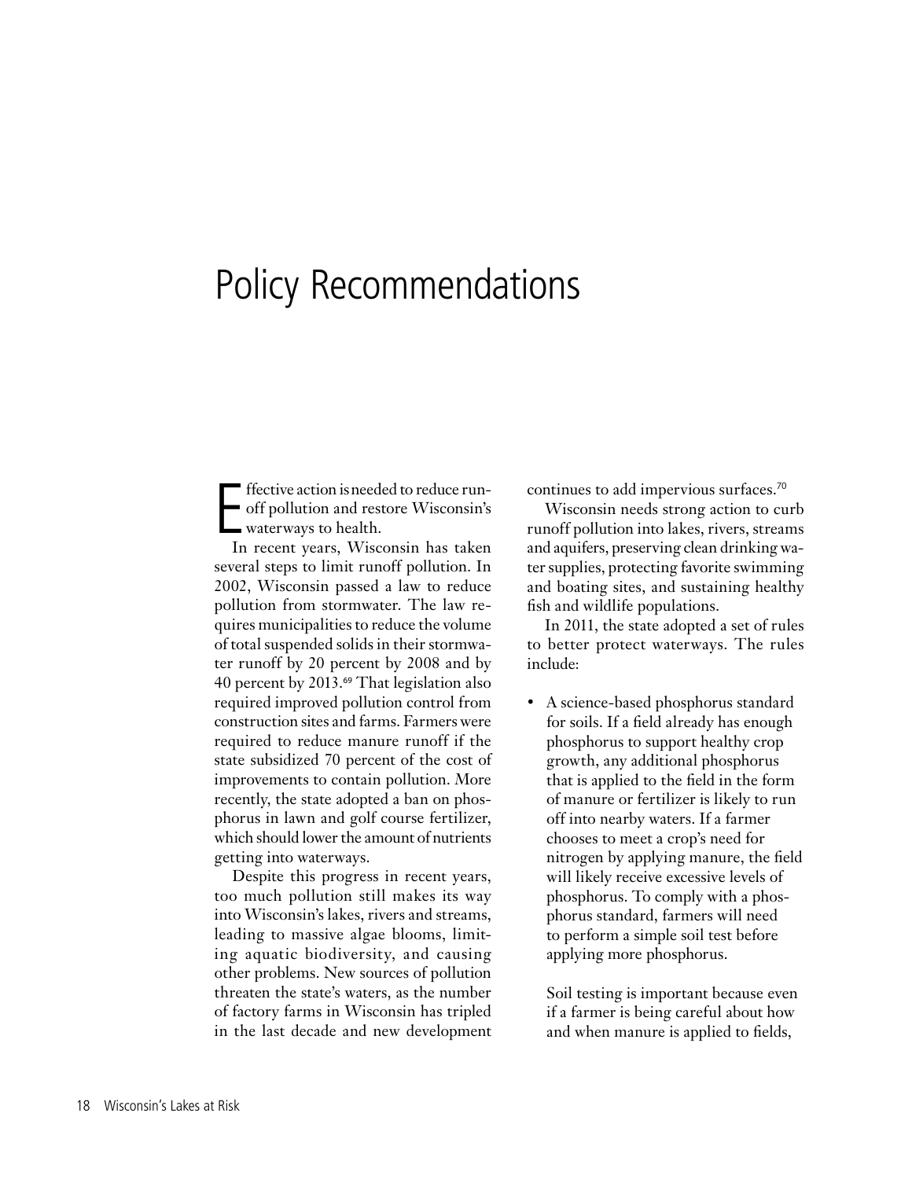# Policy Recommendations

Effective action is needed to reduce runoff pollution and restore Wisconsin's waterways to health.

In recent years, Wisconsin has taken several steps to limit runoff pollution. In 2002, Wisconsin passed a law to reduce pollution from stormwater. The law requires municipalities to reduce the volume of total suspended solids in their stormwater runoff by 20 percent by 2008 and by 40 percent by 2013.[69] That legislation also required improved pollution control from construction sites and farms. Farmers were required to reduce manure runoff if the state subsidized 70 percent of the cost of improvements to contain pollution. More recently, the state adopted a ban on phosphorus in lawn and golf course fertilizer, which should lower the amount of nutrients getting into waterways.

Despite this progress in recent years, too much pollution still makes its way into Wisconsin's lakes, rivers and streams, leading to massive algae blooms, limiting aquatic biodiversity, and causing other problems. New sources of pollution threaten the state's waters, as the number of factory farms in Wisconsin has tripled in the last decade and new development continues to add impervious surfaces.[70]

Wisconsin needs strong action to curb runoff pollution into lakes, rivers, streams and aquifers, preserving clean drinking water supplies, protecting favorite swimming and boating sites, and sustaining healthy fish and wildlife populations.

In 2011, the state adopted a set of rules to better protect waterways. The rules include:

- A science-based phosphorus standard for soils. If a field already has enough phosphorus to support healthy crop growth, any additional phosphorus that is applied to the field in the form of manure or fertilizer is likely to run off into nearby waters. If a farmer chooses to meet a crop's need for nitrogen by applying manure, the field will likely receive excessive levels of phosphorus. To comply with a phosphorus standard, farmers will need to perform a simple soil test before applying more phosphorus.

  Soil testing is important because even if a farmer is being careful about how and when manure is applied to fields,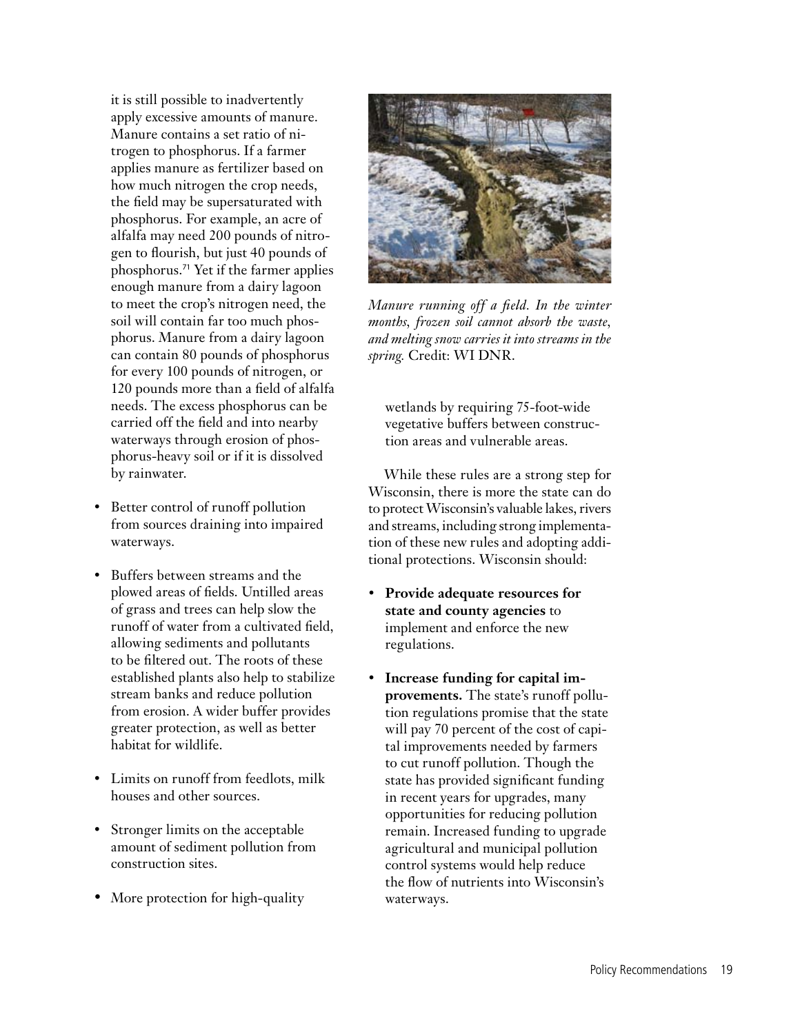it is still possible to inadvertently apply excessive amounts of manure. Manure contains a set ratio of nitrogen to phosphorus. If a farmer applies manure as fertilizer based on how much nitrogen the crop needs, the field may be supersaturated with phosphorus. For example, an acre of alfalfa may need 200 pounds of nitrogen to flourish, but just 40 pounds of phosphorus.[71] Yet if the farmer applies enough manure from a dairy lagoon to meet the crop's nitrogen need, the soil will contain far too much phosphorus. Manure from a dairy lagoon can contain 80 pounds of phosphorus for every 100 pounds of nitrogen, or 120 pounds more than a field of alfalfa needs. The excess phosphorus can be carried off the field and into nearby waterways through erosion of phosphorus-heavy soil or if it is dissolved by rainwater.

- Better control of runoff pollution from sources draining into impaired waterways.
- Buffers between streams and the plowed areas of fields. Untilled areas of grass and trees can help slow the runoff of water from a cultivated field, allowing sediments and pollutants to be filtered out. The roots of these established plants also help to stabilize stream banks and reduce pollution from erosion. A wider buffer provides greater protection, as well as better habitat for wildlife.
- Limits on runoff from feedlots, milk houses and other sources.
- Stronger limits on the acceptable amount of sediment pollution from construction sites.
- More protection for high-quality wetlands by requiring 75-foot-wide vegetative buffers between construction areas and vulnerable areas.

*Manure running off a field. In the winter months, frozen soil cannot absorb the waste, and melting snow carries it into streams in the spring.* Credit: WI DNR.

While these rules are a strong step for Wisconsin, there is more the state can do to protect Wisconsin's valuable lakes, rivers and streams, including strong implementation of these new rules and adopting additional protections. Wisconsin should:

- **Provide adequate resources for state and county agencies** to implement and enforce the new regulations.
- **Increase funding for capital improvements.** The state's runoff pollution regulations promise that the state will pay 70 percent of the cost of capital improvements needed by farmers to cut runoff pollution. Though the state has provided significant funding in recent years for upgrades, many opportunities for reducing pollution remain. Increased funding to upgrade agricultural and municipal pollution control systems would help reduce the flow of nutrients into Wisconsin's waterways.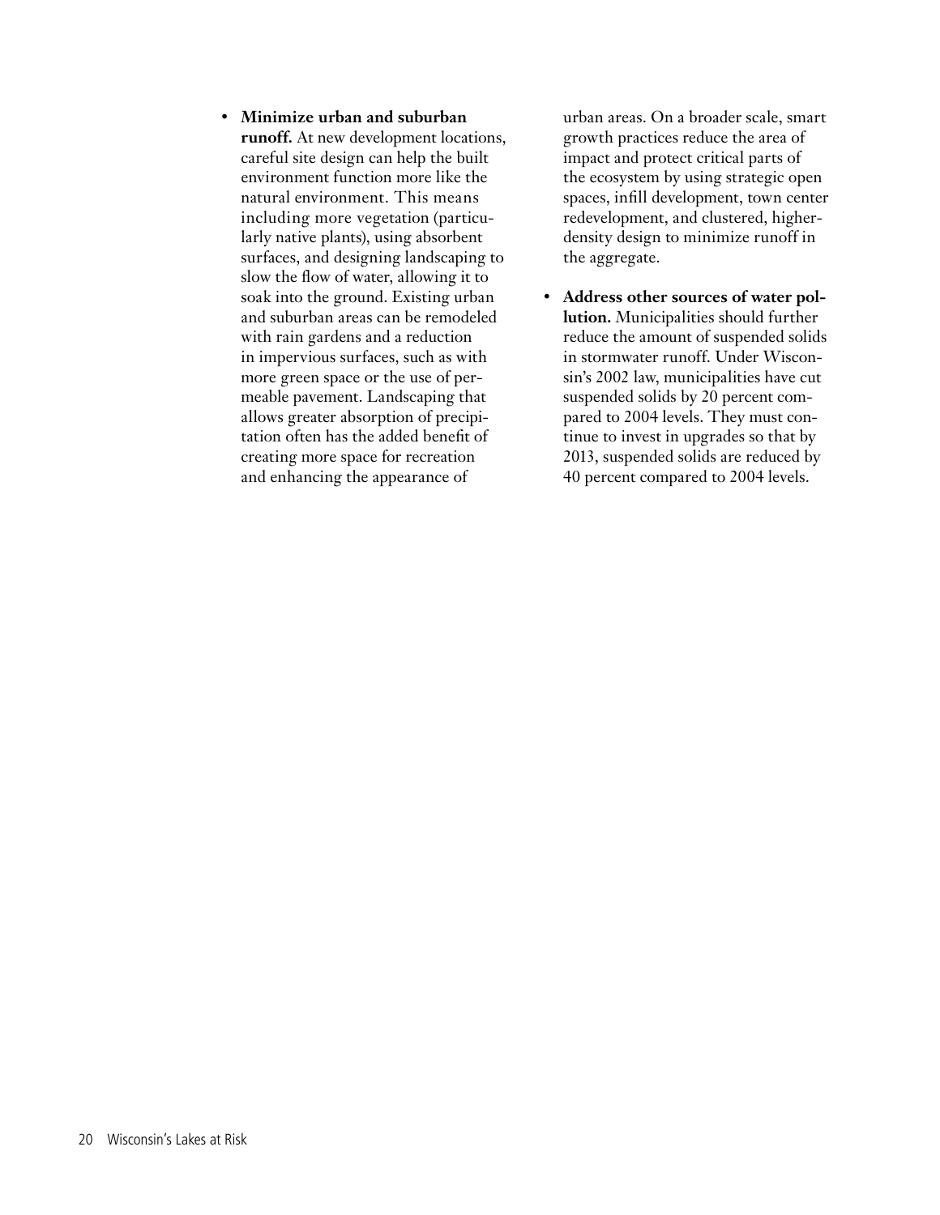- **Minimize urban and suburban runoff.** At new development locations, careful site design can help the built environment function more like the natural environment. This means including more vegetation (particularly native plants), using absorbent surfaces, and designing landscaping to slow the flow of water, allowing it to soak into the ground. Existing urban and suburban areas can be remodeled with rain gardens and a reduction in impervious surfaces, such as with more green space or the use of permeable pavement. Landscaping that allows greater absorption of precipitation often has the added benefit of creating more space for recreation and enhancing the appearance of urban areas. On a broader scale, smart growth practices reduce the area of impact and protect critical parts of the ecosystem by using strategic open spaces, infill development, town center redevelopment, and clustered, higher-density design to minimize runoff in the aggregate.

- **Address other sources of water pollution.** Municipalities should further reduce the amount of suspended solids in stormwater runoff. Under Wisconsin's 2002 law, municipalities have cut suspended solids by 20 percent compared to 2004 levels. They must continue to invest in upgrades so that by 2013, suspended solids are reduced by 40 percent compared to 2004 levels.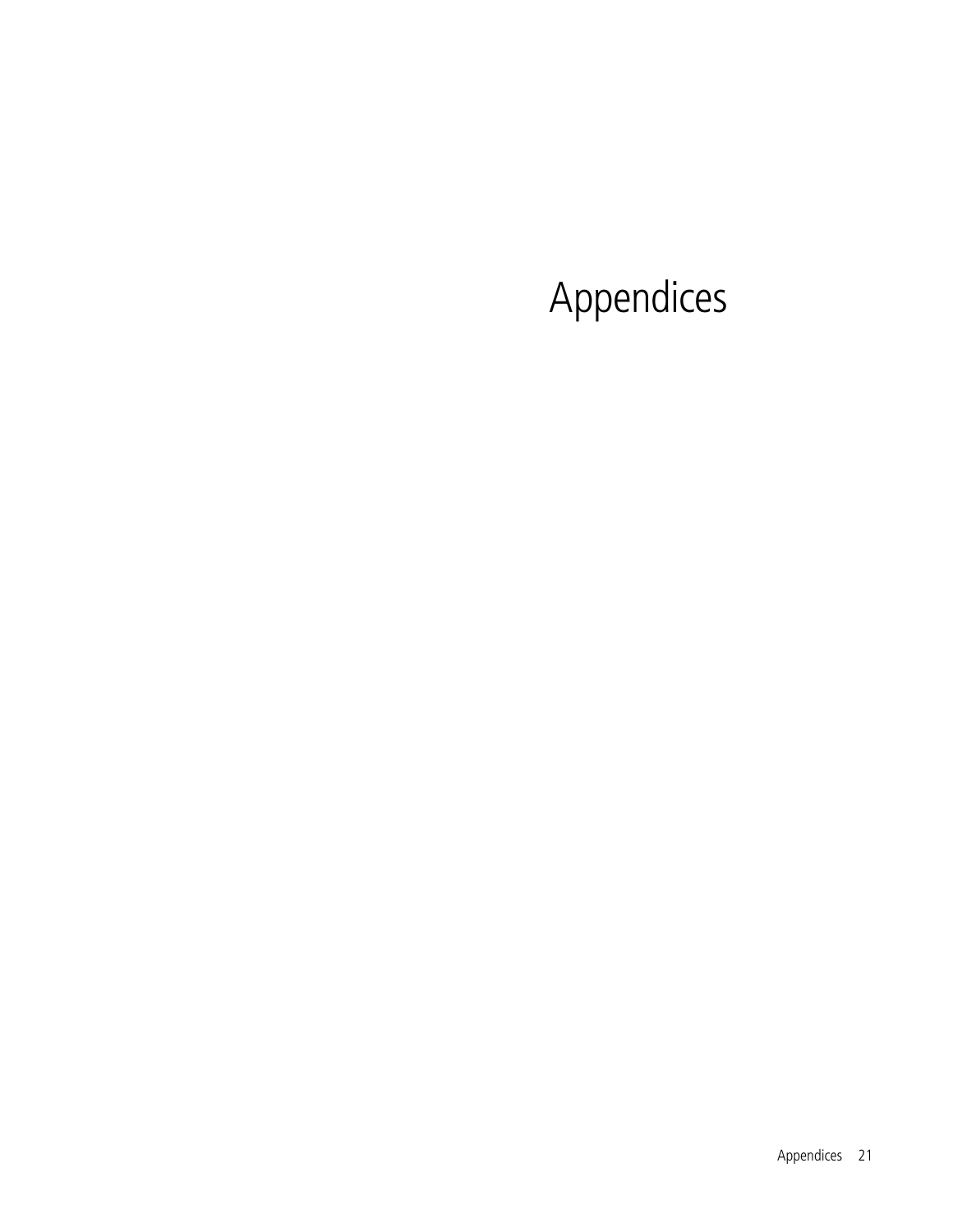# Appendices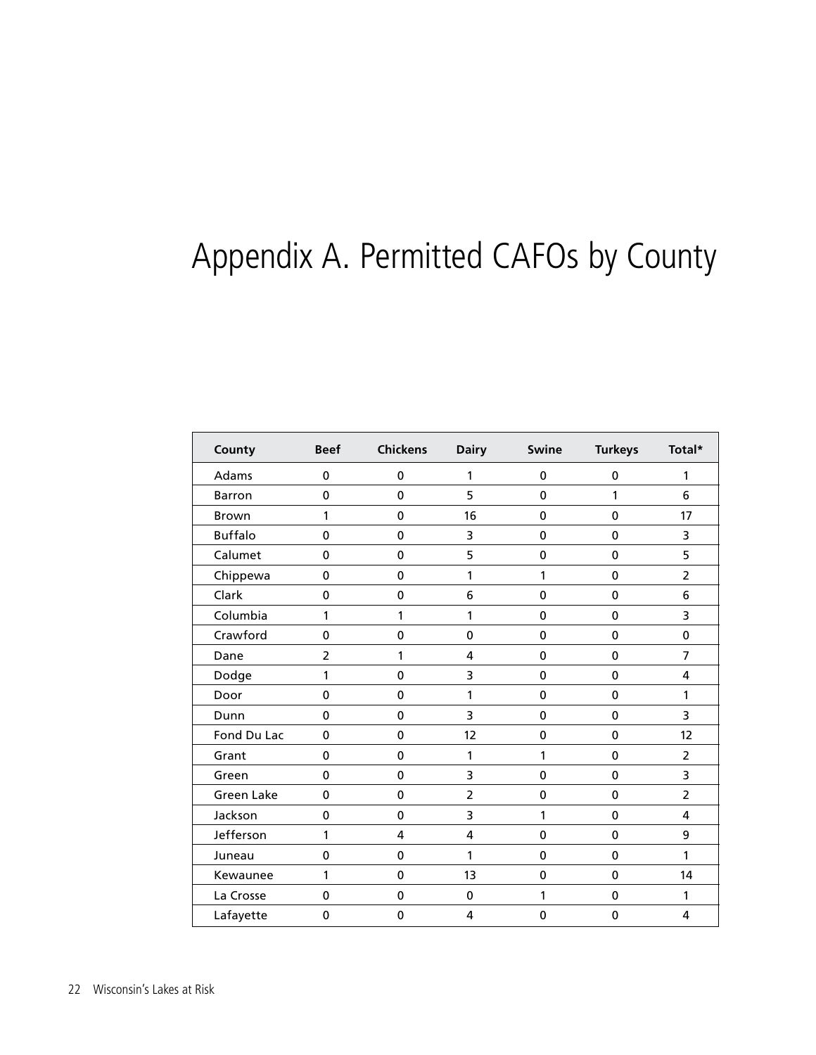# Appendix A. Permitted CAFOs by County

| County | Beef | Chickens | Dairy | Swine | Turkeys | Total* |
|---|---|---|---|---|---|---|
| Adams | 0 | 0 | 1 | 0 | 0 | 1 |
| Barron | 0 | 0 | 5 | 0 | 1 | 6 |
| Brown | 1 | 0 | 16 | 0 | 0 | 17 |
| Buffalo | 0 | 0 | 3 | 0 | 0 | 3 |
| Calumet | 0 | 0 | 5 | 0 | 0 | 5 |
| Chippewa | 0 | 0 | 1 | 1 | 0 | 2 |
| Clark | 0 | 0 | 6 | 0 | 0 | 6 |
| Columbia | 1 | 1 | 1 | 0 | 0 | 3 |
| Crawford | 0 | 0 | 0 | 0 | 0 | 0 |
| Dane | 2 | 1 | 4 | 0 | 0 | 7 |
| Dodge | 1 | 0 | 3 | 0 | 0 | 4 |
| Door | 0 | 0 | 1 | 0 | 0 | 1 |
| Dunn | 0 | 0 | 3 | 0 | 0 | 3 |
| Fond Du Lac | 0 | 0 | 12 | 0 | 0 | 12 |
| Grant | 0 | 0 | 1 | 1 | 0 | 2 |
| Green | 0 | 0 | 3 | 0 | 0 | 3 |
| Green Lake | 0 | 0 | 2 | 0 | 0 | 2 |
| Jackson | 0 | 0 | 3 | 1 | 0 | 4 |
| Jefferson | 1 | 4 | 4 | 0 | 0 | 9 |
| Juneau | 0 | 0 | 1 | 0 | 0 | 1 |
| Kewaunee | 1 | 0 | 13 | 0 | 0 | 14 |
| La Crosse | 0 | 0 | 0 | 1 | 0 | 1 |
| Lafayette | 0 | 0 | 4 | 0 | 0 | 4 |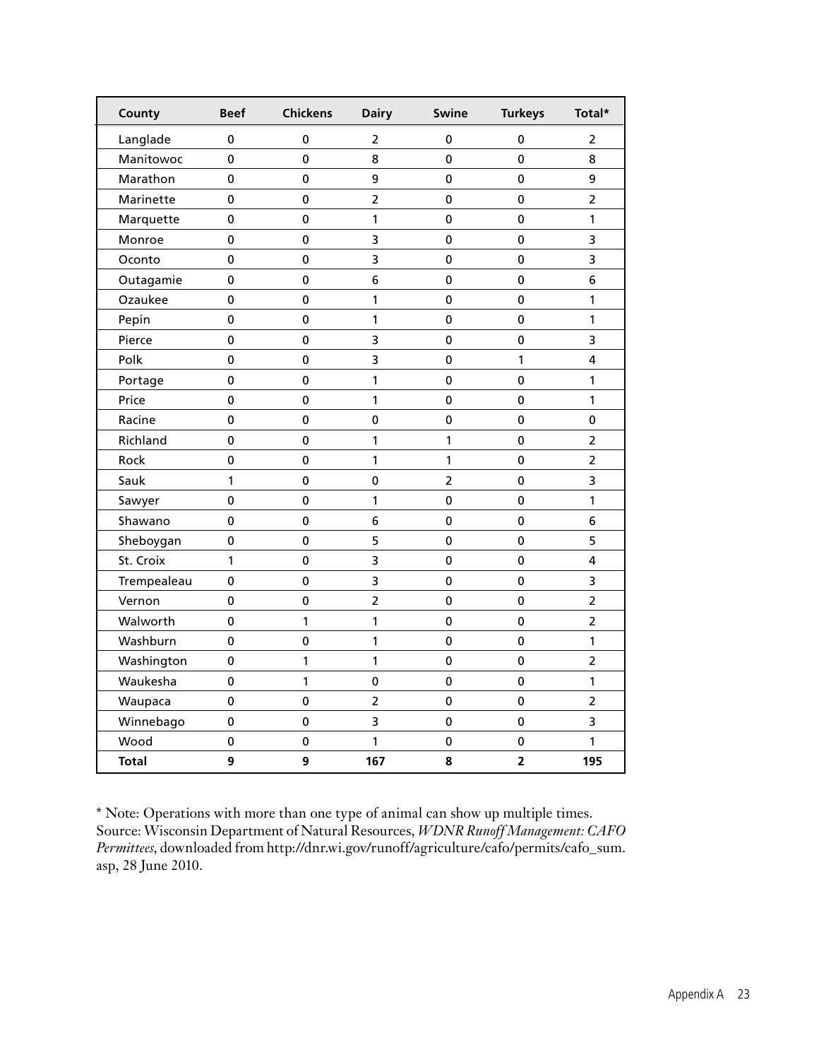| County | Beef | Chickens | Dairy | Swine | Turkeys | Total* |
|---|---|---|---|---|---|---|
| Langlade | 0 | 0 | 2 | 0 | 0 | 2 |
| Manitowoc | 0 | 0 | 8 | 0 | 0 | 8 |
| Marathon | 0 | 0 | 9 | 0 | 0 | 9 |
| Marinette | 0 | 0 | 2 | 0 | 0 | 2 |
| Marquette | 0 | 0 | 1 | 0 | 0 | 1 |
| Monroe | 0 | 0 | 3 | 0 | 0 | 3 |
| Oconto | 0 | 0 | 3 | 0 | 0 | 3 |
| Outagamie | 0 | 0 | 6 | 0 | 0 | 6 |
| Ozaukee | 0 | 0 | 1 | 0 | 0 | 1 |
| Pepin | 0 | 0 | 1 | 0 | 0 | 1 |
| Pierce | 0 | 0 | 3 | 0 | 0 | 3 |
| Polk | 0 | 0 | 3 | 0 | 1 | 4 |
| Portage | 0 | 0 | 1 | 0 | 0 | 1 |
| Price | 0 | 0 | 1 | 0 | 0 | 1 |
| Racine | 0 | 0 | 0 | 0 | 0 | 0 |
| Richland | 0 | 0 | 1 | 1 | 0 | 2 |
| Rock | 0 | 0 | 1 | 1 | 0 | 2 |
| Sauk | 1 | 0 | 0 | 2 | 0 | 3 |
| Sawyer | 0 | 0 | 1 | 0 | 0 | 1 |
| Shawano | 0 | 0 | 6 | 0 | 0 | 6 |
| Sheboygan | 0 | 0 | 5 | 0 | 0 | 5 |
| St. Croix | 1 | 0 | 3 | 0 | 0 | 4 |
| Trempealeau | 0 | 0 | 3 | 0 | 0 | 3 |
| Vernon | 0 | 0 | 2 | 0 | 0 | 2 |
| Walworth | 0 | 1 | 1 | 0 | 0 | 2 |
| Washburn | 0 | 0 | 1 | 0 | 0 | 1 |
| Washington | 0 | 1 | 1 | 0 | 0 | 2 |
| Waukesha | 0 | 1 | 0 | 0 | 0 | 1 |
| Waupaca | 0 | 0 | 2 | 0 | 0 | 2 |
| Winnebago | 0 | 0 | 3 | 0 | 0 | 3 |
| Wood | 0 | 0 | 1 | 0 | 0 | 1 |
| **Total** | **9** | **9** | **167** | **8** | **2** | **195** |

* Note: Operations with more than one type of animal can show up multiple times.
Source: Wisconsin Department of Natural Resources, *WDNR Runoff Management: CAFO Permittees*, downloaded from http://dnr.wi.gov/runoff/agriculture/cafo/permits/cafo_sum.asp, 28 June 2010.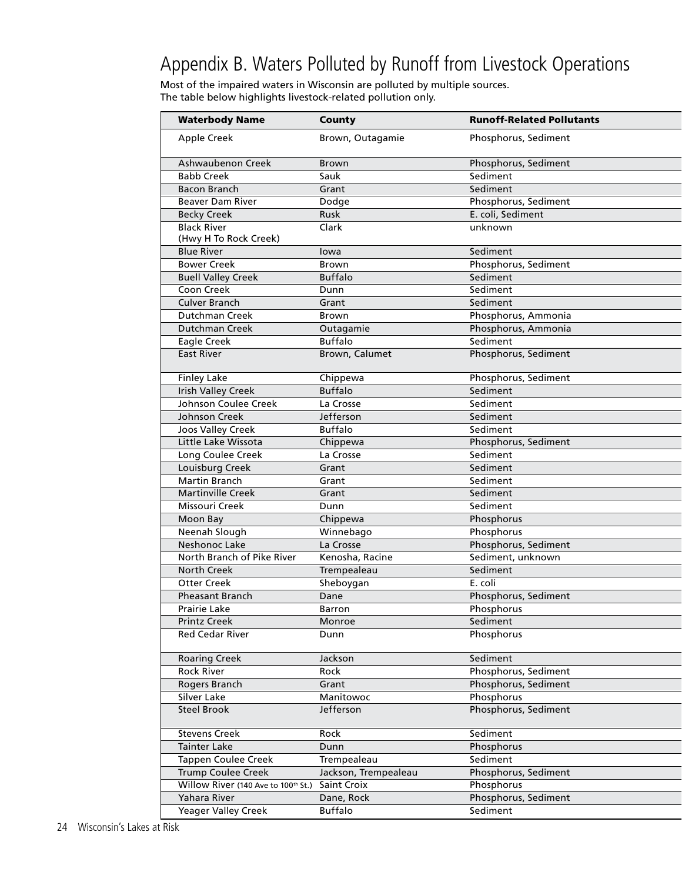# Appendix B. Waters Polluted by Runoff from Livestock Operations

Most of the impaired waters in Wisconsin are polluted by multiple sources.
The table below highlights livestock-related pollution only.

| Waterbody Name | County | Runoff-Related Pollutants |
|---|---|---|
| Apple Creek | Brown, Outagamie | Phosphorus, Sediment |
| Ashwaubenon Creek | Brown | Phosphorus, Sediment |
| Babb Creek | Sauk | Sediment |
| Bacon Branch | Grant | Sediment |
| Beaver Dam River | Dodge | Phosphorus, Sediment |
| Becky Creek | Rusk | E. coli, Sediment |
| Black River (Hwy H To Rock Creek) | Clark | unknown |
| Blue River | Iowa | Sediment |
| Bower Creek | Brown | Phosphorus, Sediment |
| Buell Valley Creek | Buffalo | Sediment |
| Coon Creek | Dunn | Sediment |
| Culver Branch | Grant | Sediment |
| Dutchman Creek | Brown | Phosphorus, Ammonia |
| Dutchman Creek | Outagamie | Phosphorus, Ammonia |
| Eagle Creek | Buffalo | Sediment |
| East River | Brown, Calumet | Phosphorus, Sediment |
| Finley Lake | Chippewa | Phosphorus, Sediment |
| Irish Valley Creek | Buffalo | Sediment |
| Johnson Coulee Creek | La Crosse | Sediment |
| Johnson Creek | Jefferson | Sediment |
| Joos Valley Creek | Buffalo | Sediment |
| Little Lake Wissota | Chippewa | Phosphorus, Sediment |
| Long Coulee Creek | La Crosse | Sediment |
| Louisburg Creek | Grant | Sediment |
| Martin Branch | Grant | Sediment |
| Martinville Creek | Grant | Sediment |
| Missouri Creek | Dunn | Sediment |
| Moon Bay | Chippewa | Phosphorus |
| Neenah Slough | Winnebago | Phosphorus |
| Neshonoc Lake | La Crosse | Phosphorus, Sediment |
| North Branch of Pike River | Kenosha, Racine | Sediment, unknown |
| North Creek | Trempealeau | Sediment |
| Otter Creek | Sheboygan | E. coli |
| Pheasant Branch | Dane | Phosphorus, Sediment |
| Prairie Lake | Barron | Phosphorus |
| Printz Creek | Monroe | Sediment |
| Red Cedar River | Dunn | Phosphorus |
| Roaring Creek | Jackson | Sediment |
| Rock River | Rock | Phosphorus, Sediment |
| Rogers Branch | Grant | Phosphorus, Sediment |
| Silver Lake | Manitowoc | Phosphorus |
| Steel Brook | Jefferson | Phosphorus, Sediment |
| Stevens Creek | Rock | Sediment |
| Tainter Lake | Dunn | Phosphorus |
| Tappen Coulee Creek | Trempealeau | Sediment |
| Trump Coulee Creek | Jackson, Trempealeau | Phosphorus, Sediment |
| Willow River (140 Ave to 100th St.) | Saint Croix | Phosphorus |
| Yahara River | Dane, Rock | Phosphorus, Sediment |
| Yeager Valley Creek | Buffalo | Sediment |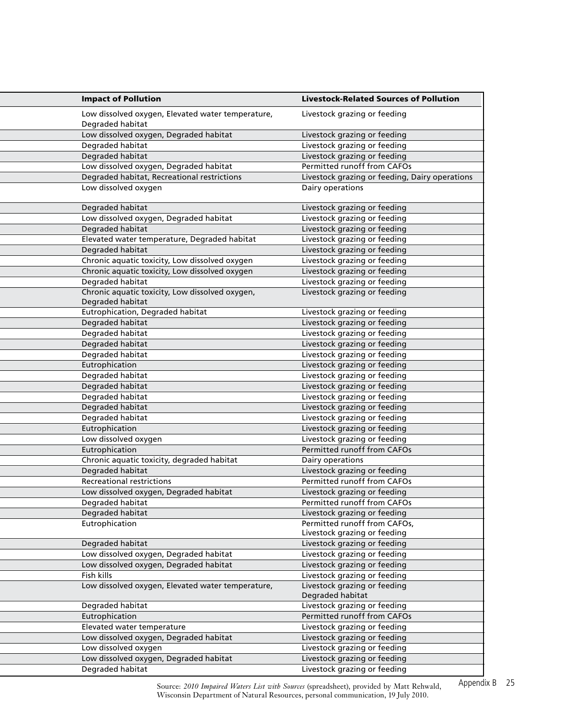| Impact of Pollution | Livestock-Related Sources of Pollution |
|---|---|
| Low dissolved oxygen, Elevated water temperature, Degraded habitat | Livestock grazing or feeding |
| Low dissolved oxygen, Degraded habitat | Livestock grazing or feeding |
| Degraded habitat | Livestock grazing or feeding |
| Degraded habitat | Livestock grazing or feeding |
| Low dissolved oxygen, Degraded habitat | Permitted runoff from CAFOs |
| Degraded habitat, Recreational restrictions | Livestock grazing or feeding, Dairy operations |
| Low dissolved oxygen | Dairy operations |
| Degraded habitat | Livestock grazing or feeding |
| Low dissolved oxygen, Degraded habitat | Livestock grazing or feeding |
| Degraded habitat | Livestock grazing or feeding |
| Elevated water temperature, Degraded habitat | Livestock grazing or feeding |
| Degraded habitat | Livestock grazing or feeding |
| Chronic aquatic toxicity, Low dissolved oxygen | Livestock grazing or feeding |
| Chronic aquatic toxicity, Low dissolved oxygen | Livestock grazing or feeding |
| Degraded habitat | Livestock grazing or feeding |
| Chronic aquatic toxicity, Low dissolved oxygen, Degraded habitat | Livestock grazing or feeding |
| Eutrophication, Degraded habitat | Livestock grazing or feeding |
| Degraded habitat | Livestock grazing or feeding |
| Degraded habitat | Livestock grazing or feeding |
| Degraded habitat | Livestock grazing or feeding |
| Degraded habitat | Livestock grazing or feeding |
| Eutrophication | Livestock grazing or feeding |
| Degraded habitat | Livestock grazing or feeding |
| Degraded habitat | Livestock grazing or feeding |
| Degraded habitat | Livestock grazing or feeding |
| Degraded habitat | Livestock grazing or feeding |
| Degraded habitat | Livestock grazing or feeding |
| Eutrophication | Livestock grazing or feeding |
| Low dissolved oxygen | Livestock grazing or feeding |
| Eutrophication | Permitted runoff from CAFOs |
| Chronic aquatic toxicity, degraded habitat | Dairy operations |
| Degraded habitat | Livestock grazing or feeding |
| Recreational restrictions | Permitted runoff from CAFOs |
| Low dissolved oxygen, Degraded habitat | Livestock grazing or feeding |
| Degraded habitat | Permitted runoff from CAFOs |
| Degraded habitat | Livestock grazing or feeding |
| Eutrophication | Permitted runoff from CAFOs, Livestock grazing or feeding |
| Degraded habitat | Livestock grazing or feeding |
| Low dissolved oxygen, Degraded habitat | Livestock grazing or feeding |
| Low dissolved oxygen, Degraded habitat | Livestock grazing or feeding |
| Fish kills | Livestock grazing or feeding |
| Low dissolved oxygen, Elevated water temperature, | Livestock grazing or feeding Degraded habitat |
| Degraded habitat | Livestock grazing or feeding |
| Eutrophication | Permitted runoff from CAFOs |
| Elevated water temperature | Livestock grazing or feeding |
| Low dissolved oxygen, Degraded habitat | Livestock grazing or feeding |
| Low dissolved oxygen | Livestock grazing or feeding |
| Low dissolved oxygen, Degraded habitat | Livestock grazing or feeding |
| Degraded habitat | Livestock grazing or feeding |

Source: *2010 Impaired Waters List with Sources* (spreadsheet), provided by Matt Rehwald, Wisconsin Department of Natural Resources, personal communication, 19 July 2010.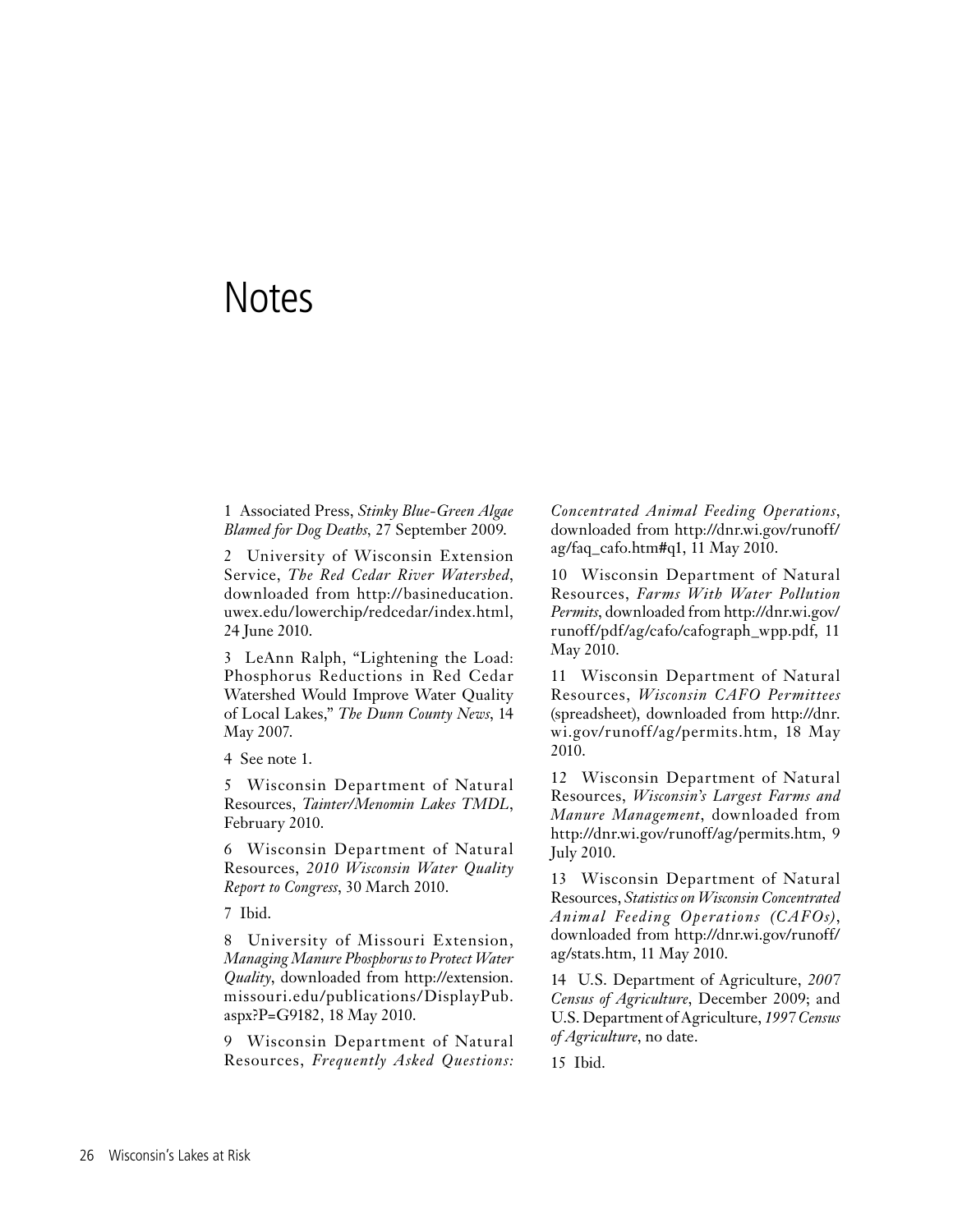# Notes

1 Associated Press, *Stinky Blue-Green Algae Blamed for Dog Deaths*, 27 September 2009.

2 University of Wisconsin Extension Service, *The Red Cedar River Watershed*, downloaded from http://basineducation.uwex.edu/lowerchip/redcedar/index.html, 24 June 2010.

3 LeAnn Ralph, "Lightening the Load: Phosphorus Reductions in Red Cedar Watershed Would Improve Water Quality of Local Lakes," *The Dunn County News*, 14 May 2007.

4 See note 1.

5 Wisconsin Department of Natural Resources, *Tainter/Menomin Lakes TMDL*, February 2010.

6 Wisconsin Department of Natural Resources, *2010 Wisconsin Water Quality Report to Congress*, 30 March 2010.

7 Ibid.

8 University of Missouri Extension, *Managing Manure Phosphorus to Protect Water Quality*, downloaded from http://extension.missouri.edu/publications/DisplayPub.aspx?P=G9182, 18 May 2010.

9 Wisconsin Department of Natural Resources, *Frequently Asked Questions: Concentrated Animal Feeding Operations*, downloaded from http://dnr.wi.gov/runoff/ag/faq_cafo.htm#q1, 11 May 2010.

10 Wisconsin Department of Natural Resources, *Farms With Water Pollution Permits*, downloaded from http://dnr.wi.gov/runoff/pdf/ag/cafo/cafograph_wpp.pdf, 11 May 2010.

11 Wisconsin Department of Natural Resources, *Wisconsin CAFO Permittees* (spreadsheet), downloaded from http://dnr.wi.gov/runoff/ag/permits.htm, 18 May 2010.

12 Wisconsin Department of Natural Resources, *Wisconsin's Largest Farms and Manure Management*, downloaded from http://dnr.wi.gov/runoff/ag/permits.htm, 9 July 2010.

13 Wisconsin Department of Natural Resources, *Statistics on Wisconsin Concentrated Animal Feeding Operations (CAFOs)*, downloaded from http://dnr.wi.gov/runoff/ag/stats.htm, 11 May 2010.

14 U.S. Department of Agriculture, *2007 Census of Agriculture*, December 2009; and U.S. Department of Agriculture, *1997 Census of Agriculture*, no date.

15 Ibid.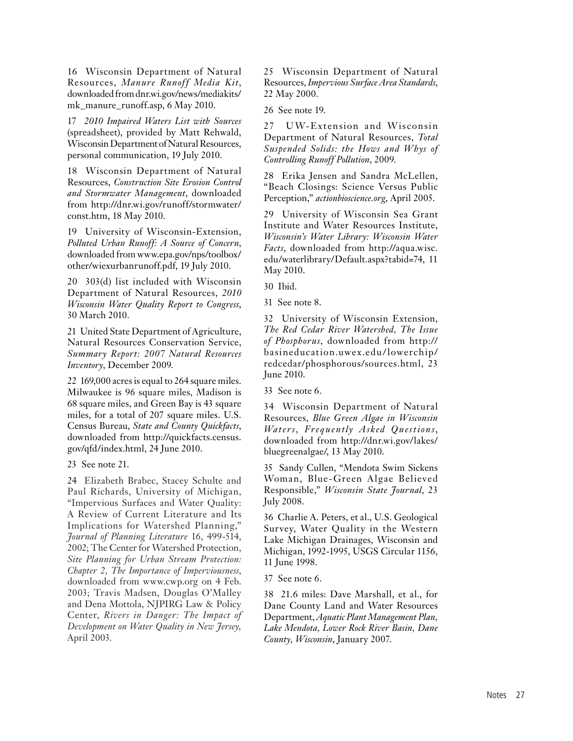16 Wisconsin Department of Natural Resources, *Manure Runoff Media Kit*, downloaded from dnr.wi.gov/news/mediakits/mk_manure_runoff.asp, 6 May 2010.

17 *2010 Impaired Waters List with Sources* (spreadsheet), provided by Matt Rehwald, Wisconsin Department of Natural Resources, personal communication, 19 July 2010.

18 Wisconsin Department of Natural Resources, *Construction Site Erosion Control and Stormwater Management*, downloaded from http://dnr.wi.gov/runoff/stormwater/const.htm, 18 May 2010.

19 University of Wisconsin-Extension, *Polluted Urban Runoff: A Source of Concern*, downloaded from www.epa.gov/nps/toolbox/other/wiexurbanrunoff.pdf, 19 July 2010.

20 303(d) list included with Wisconsin Department of Natural Resources, *2010 Wisconsin Water Quality Report to Congress*, 30 March 2010.

21 United State Department of Agriculture, Natural Resources Conservation Service, *Summary Report: 2007 Natural Resources Inventory*, December 2009.

22 169,000 acres is equal to 264 square miles. Milwaukee is 96 square miles, Madison is 68 square miles, and Green Bay is 43 square miles, for a total of 207 square miles. U.S. Census Bureau, *State and County Quickfacts*, downloaded from http://quickfacts.census.gov/qfd/index.html, 24 June 2010.

23 See note 21.

24 Elizabeth Brabec, Stacey Schulte and Paul Richards, University of Michigan, "Impervious Surfaces and Water Quality: A Review of Current Literature and Its Implications for Watershed Planning," *Journal of Planning Literature* 16, 499-514, 2002; The Center for Watershed Protection, *Site Planning for Urban Stream Protection: Chapter 2, The Importance of Imperviousness*, downloaded from www.cwp.org on 4 Feb. 2003; Travis Madsen, Douglas O'Malley and Dena Mottola, NJPIRG Law & Policy Center, *Rivers in Danger: The Impact of Development on Water Quality in New Jersey*, April 2003.

25 Wisconsin Department of Natural Resources, *Impervious Surface Area Standards*, 22 May 2000.

26 See note 19.

27 UW-Extension and Wisconsin Department of Natural Resources, *Total Suspended Solids: the Hows and Whys of Controlling Runoff Pollution*, 2009.

28 Erika Jensen and Sandra McLellen, "Beach Closings: Science Versus Public Perception," *actionbioscience.org*, April 2005.

29 University of Wisconsin Sea Grant Institute and Water Resources Institute, *Wisconsin's Water Library: Wisconsin Water Facts*, downloaded from http://aqua.wisc.edu/waterlibrary/Default.aspx?tabid=74, 11 May 2010.

30 Ibid.

31 See note 8.

32 University of Wisconsin Extension, *The Red Cedar River Watershed, The Issue of Phosphorus*, downloaded from http://basineducation.uwex.edu/lowerchip/redcedar/phosphorous/sources.html, 23 June 2010.

33 See note 6.

34 Wisconsin Department of Natural Resources, *Blue Green Algae in Wisconsin Waters, Frequently Asked Questions*, downloaded from http://dnr.wi.gov/lakes/bluegreenalgae/, 13 May 2010.

35 Sandy Cullen, "Mendota Swim Sickens Woman, Blue-Green Algae Believed Responsible," *Wisconsin State Journal*, 23 July 2008.

36 Charlie A. Peters, et al., U.S. Geological Survey, Water Quality in the Western Lake Michigan Drainages, Wisconsin and Michigan, 1992-1995, USGS Circular 1156, 11 June 1998.

37 See note 6.

38 21.6 miles: Dave Marshall, et al., for Dane County Land and Water Resources Department, *Aquatic Plant Management Plan, Lake Mendota, Lower Rock River Basin, Dane County, Wisconsin*, January 2007.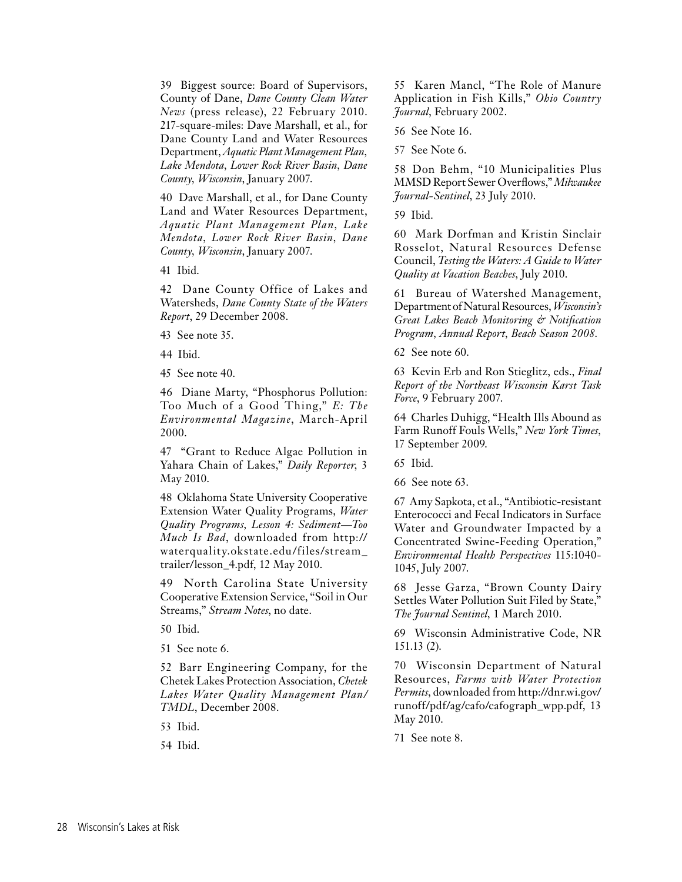39 Biggest source: Board of Supervisors, County of Dane, *Dane County Clean Water News* (press release), 22 February 2010. 217-square-miles: Dave Marshall, et al., for Dane County Land and Water Resources Department, *Aquatic Plant Management Plan, Lake Mendota, Lower Rock River Basin, Dane County, Wisconsin*, January 2007.

40 Dave Marshall, et al., for Dane County Land and Water Resources Department, *Aquatic Plant Management Plan, Lake Mendota, Lower Rock River Basin, Dane County, Wisconsin*, January 2007.

41 Ibid.

42 Dane County Office of Lakes and Watersheds, *Dane County State of the Waters Report*, 29 December 2008.

43 See note 35.

44 Ibid.

45 See note 40.

46 Diane Marty, "Phosphorus Pollution: Too Much of a Good Thing," *E: The Environmental Magazine*, March-April 2000.

47 "Grant to Reduce Algae Pollution in Yahara Chain of Lakes," *Daily Reporter*, 3 May 2010.

48 Oklahoma State University Cooperative Extension Water Quality Programs, *Water Quality Programs, Lesson 4: Sediment—Too Much Is Bad*, downloaded from http://waterquality.okstate.edu/files/stream_trailer/lesson_4.pdf, 12 May 2010.

49 North Carolina State University Cooperative Extension Service, "Soil in Our Streams," *Stream Notes*, no date.

50 Ibid.

51 See note 6.

52 Barr Engineering Company, for the Chetek Lakes Protection Association, *Chetek Lakes Water Quality Management Plan/TMDL*, December 2008.

53 Ibid.

54 Ibid.

55 Karen Mancl, "The Role of Manure Application in Fish Kills," *Ohio Country Journal*, February 2002.

56 See Note 16.

57 See Note 6.

58 Don Behm, "10 Municipalities Plus MMSD Report Sewer Overflows," *Milwaukee Journal-Sentinel*, 23 July 2010.

59 Ibid.

60 Mark Dorfman and Kristin Sinclair Rosselot, Natural Resources Defense Council, *Testing the Waters: A Guide to Water Quality at Vacation Beaches*, July 2010.

61 Bureau of Watershed Management, Department of Natural Resources, *Wisconsin's Great Lakes Beach Monitoring & Notification Program, Annual Report, Beach Season 2008*.

62 See note 60.

63 Kevin Erb and Ron Stieglitz, eds., *Final Report of the Northeast Wisconsin Karst Task Force*, 9 February 2007.

64 Charles Duhigg, "Health Ills Abound as Farm Runoff Fouls Wells," *New York Times*, 17 September 2009.

65 Ibid.

66 See note 63.

67 Amy Sapkota, et al., "Antibiotic-resistant Enterococci and Fecal Indicators in Surface Water and Groundwater Impacted by a Concentrated Swine-Feeding Operation," *Environmental Health Perspectives* 115:1040-1045, July 2007.

68 Jesse Garza, "Brown County Dairy Settles Water Pollution Suit Filed by State," *The Journal Sentinel*, 1 March 2010.

69 Wisconsin Administrative Code, NR 151.13 (2).

70 Wisconsin Department of Natural Resources, *Farms with Water Protection Permits*, downloaded from http://dnr.wi.gov/runoff/pdf/ag/cafo/cafograph_wpp.pdf, 13 May 2010.

71 See note 8.